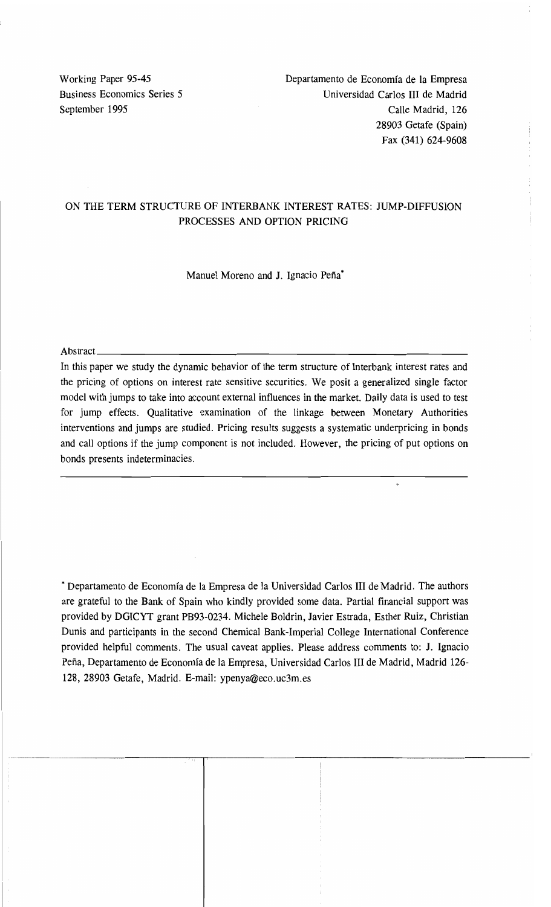Working Paper 95-45
Business Economics Series 5
September 1995

Departamento de Economía de la Empresa
Universidad Carlos III de Madrid
Calle Madrid, 126
28903 Getafe (Spain)
Fax (341) 624-9608

# ON THE TERM STRUCTURE OF INTERBANK INTEREST RATES: JUMP-DIFFUSION PROCESSES AND OPTION PRICING

Manuel Moreno and J. Ignacio Peña*

Abstract

In this paper we study the dynamic behavior of the term structure of Interbank interest rates and the pricing of options on interest rate sensitive securities. We posit a generalized single factor model with jumps to take into account external influences in the market. Daily data is used to test for jump effects. Qualitative examination of the linkage between Monetary Authorities interventions and jumps are studied. Pricing results suggests a systematic underpricing in bonds and call options if the jump component is not included. However, the pricing of put options on bonds presents indeterminacies.

* Departamento de Economía de la Empresa de la Universidad Carlos III de Madrid. The authors are grateful to the Bank of Spain who kindly provided some data. Partial financial support was provided by DGICYT grant PB93-0234. Michele Boldrin, Javier Estrada, Esther Ruiz, Christian Dunis and participants in the second Chemical Bank-Imperial College International Conference provided helpful comments. The usual caveat applies. Please address comments to: J. Ignacio Peña, Departamento de Economía de la Empresa, Universidad Carlos III de Madrid, Madrid 126-128, 28903 Getafe, Madrid. E-mail: ypenya@eco.uc3m.es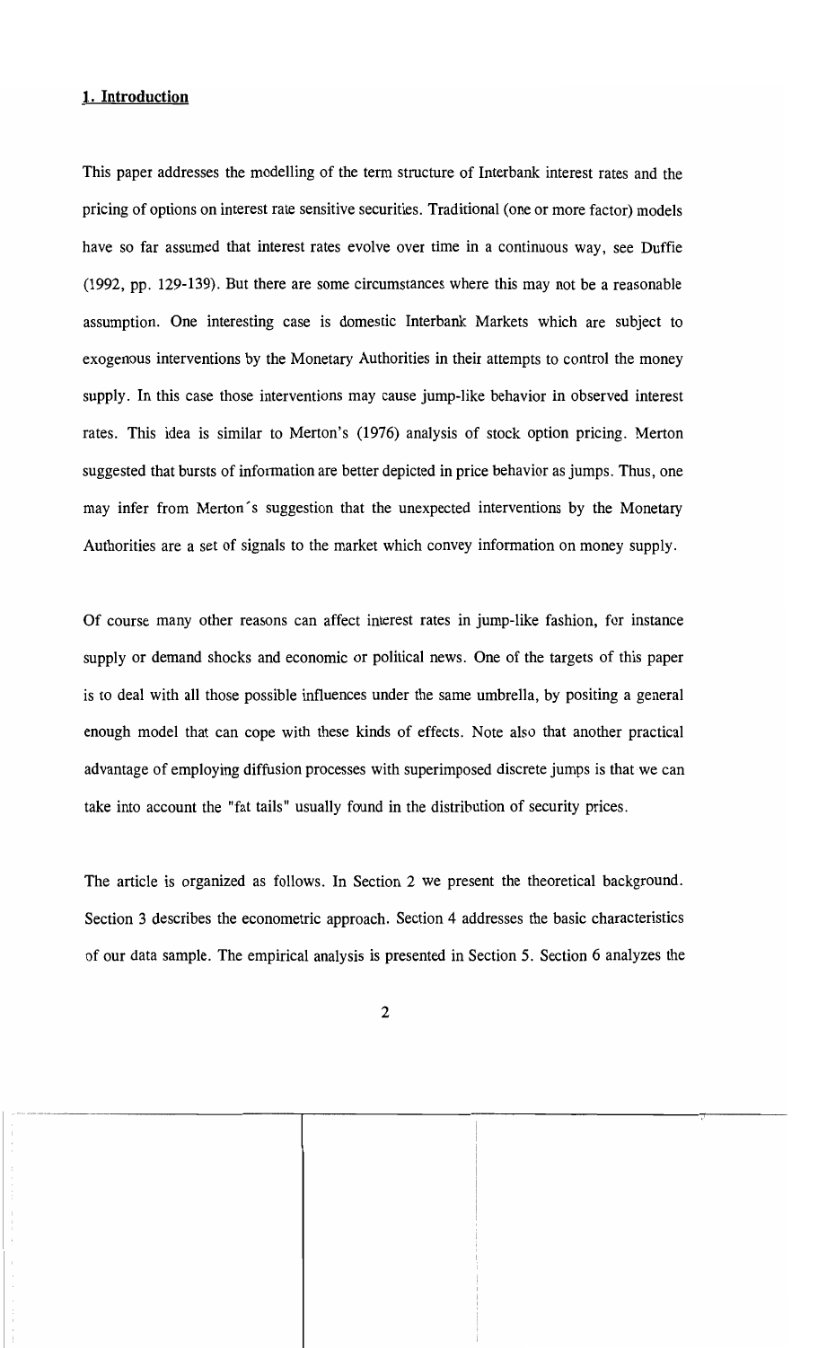## 1. Introduction

This paper addresses the modelling of the term structure of Interbank interest rates and the pricing of options on interest rate sensitive securities. Traditional (one or more factor) models have so far assumed that interest rates evolve over time in a continuous way, see Duffie (1992, pp. 129-139). But there are some circumstances where this may not be a reasonable assumption. One interesting case is domestic Interbank Markets which are subject to exogenous interventions by the Monetary Authorities in their attempts to control the money supply. In this case those interventions may cause jump-like behavior in observed interest rates. This idea is similar to Merton's (1976) analysis of stock option pricing. Merton suggested that bursts of information are better depicted in price behavior as jumps. Thus, one may infer from Merton's suggestion that the unexpected interventions by the Monetary Authorities are a set of signals to the market which convey information on money supply.

Of course many other reasons can affect interest rates in jump-like fashion, for instance supply or demand shocks and economic or political news. One of the targets of this paper is to deal with all those possible influences under the same umbrella, by positing a general enough model that can cope with these kinds of effects. Note also that another practical advantage of employing diffusion processes with superimposed discrete jumps is that we can take into account the "fat tails" usually found in the distribution of security prices.

The article is organized as follows. In Section 2 we present the theoretical background. Section 3 describes the econometric approach. Section 4 addresses the basic characteristics of our data sample. The empirical analysis is presented in Section 5. Section 6 analyzes the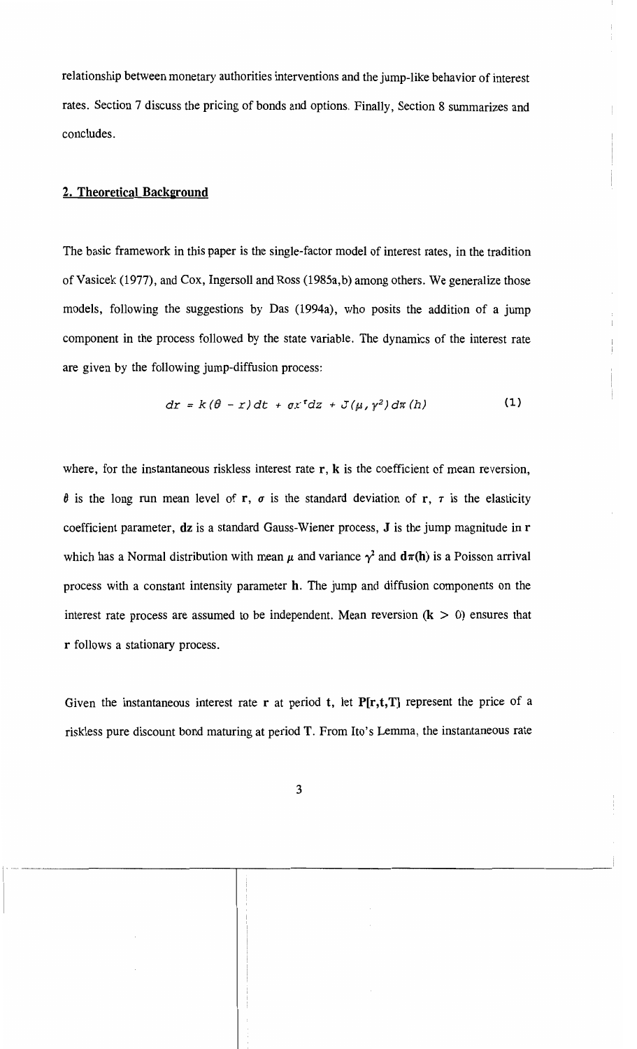relationship between monetary authorities interventions and the jump-like behavior of interest rates. Section 7 discuss the pricing of bonds and options. Finally, Section 8 summarizes and concludes.

## 2. Theoretical Background

The basic framework in this paper is the single-factor model of interest rates, in the tradition of Vasicek (1977), and Cox, Ingersoll and Ross (1985a,b) among others. We generalize those models, following the suggestions by Das (1994a), who posits the addition of a jump component in the process followed by the state variable. The dynamics of the interest rate are given by the following jump-diffusion process:

$$dr = k(\theta - r)dt + \sigma r^{\tau} dz + J(\mu, \gamma^2) d\pi(h) \tag{1}$$

where, for the instantaneous riskless interest rate **r**, **k** is the coefficient of mean reversion, $\theta$ is the long run mean level of **r**, $\sigma$ is the standard deviation of **r**, $\tau$ is the elasticity coefficient parameter, **dz** is a standard Gauss-Wiener process, **J** is the jump magnitude in **r** which has a Normal distribution with mean $\mu$ and variance $\gamma^2$ and $d\pi(h)$ is a Poisson arrival process with a constant intensity parameter **h**. The jump and diffusion components on the interest rate process are assumed to be independent. Mean reversion ($k > 0$) ensures that **r** follows a stationary process.

Given the instantaneous interest rate **r** at period **t**, let **P[r,t,T]** represent the price of a riskless pure discount bond maturing at period **T**. From Ito's Lemma, the instantaneous rate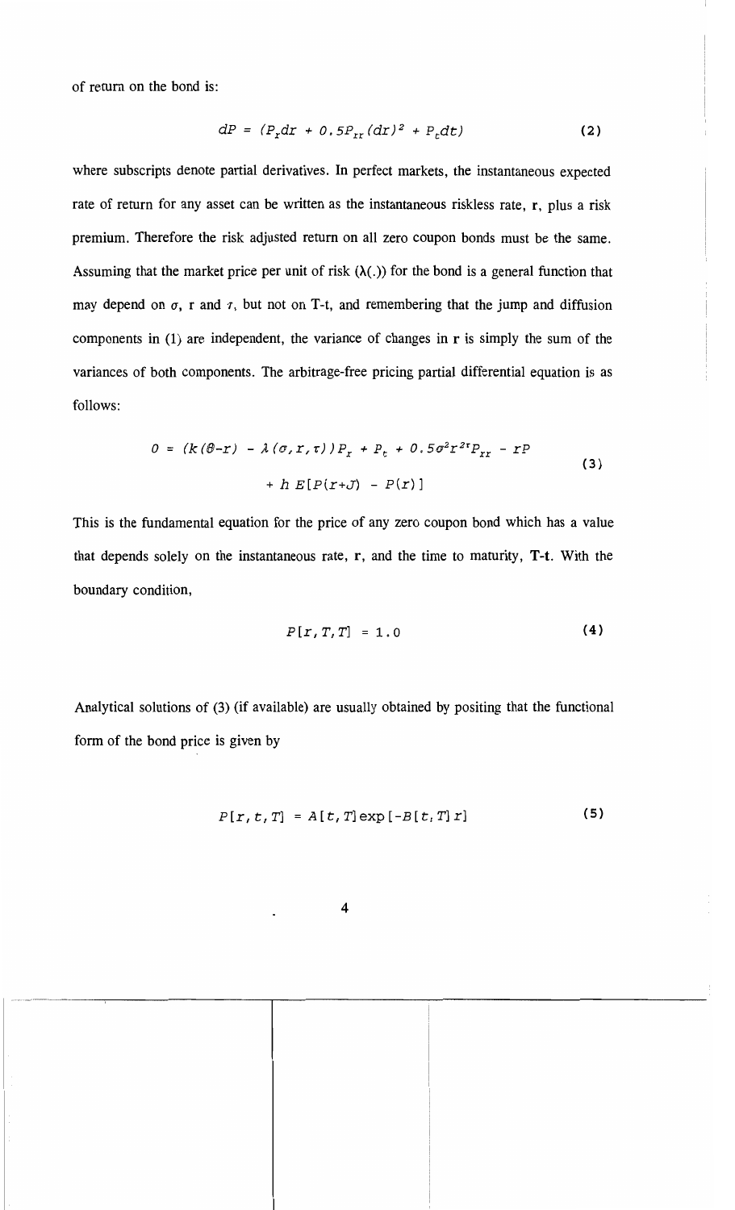of return on the bond is:

$$dP = (P_r dr + 0.5P_{rr}(dr)^2 + P_t dt) \tag{2}$$

where subscripts denote partial derivatives. In perfect markets, the instantaneous expected rate of return for any asset can be written as the instantaneous riskless rate, **r**, plus a risk premium. Therefore the risk adjusted return on all zero coupon bonds must be the same. Assuming that the market price per unit of risk ($\lambda(.)$) for the bond is a general function that may depend on $\sigma$, r and $\tau$, but not on T-t, and remembering that the jump and diffusion components in (1) are independent, the variance of changes in **r** is simply the sum of the variances of both components. The arbitrage-free pricing partial differential equation is as follows:

$$0 = (k(\theta - r) - \lambda(\sigma, r, \tau))P_r + P_t + 0.5\sigma^2 r^{2\tau} P_{rr} - rP + h\, E[P(r+J) - P(r)] \tag{3}$$

This is the fundamental equation for the price of any zero coupon bond which has a value that depends solely on the instantaneous rate, **r**, and the time to maturity, **T-t**. With the boundary condition,

$$P[r, T, T] = 1.0 \tag{4}$$

Analytical solutions of (3) (if available) are usually obtained by positing that the functional form of the bond price is given by

$$P[r, t, T] = A[t, T]\exp[-B[t, T]r] \tag{5}$$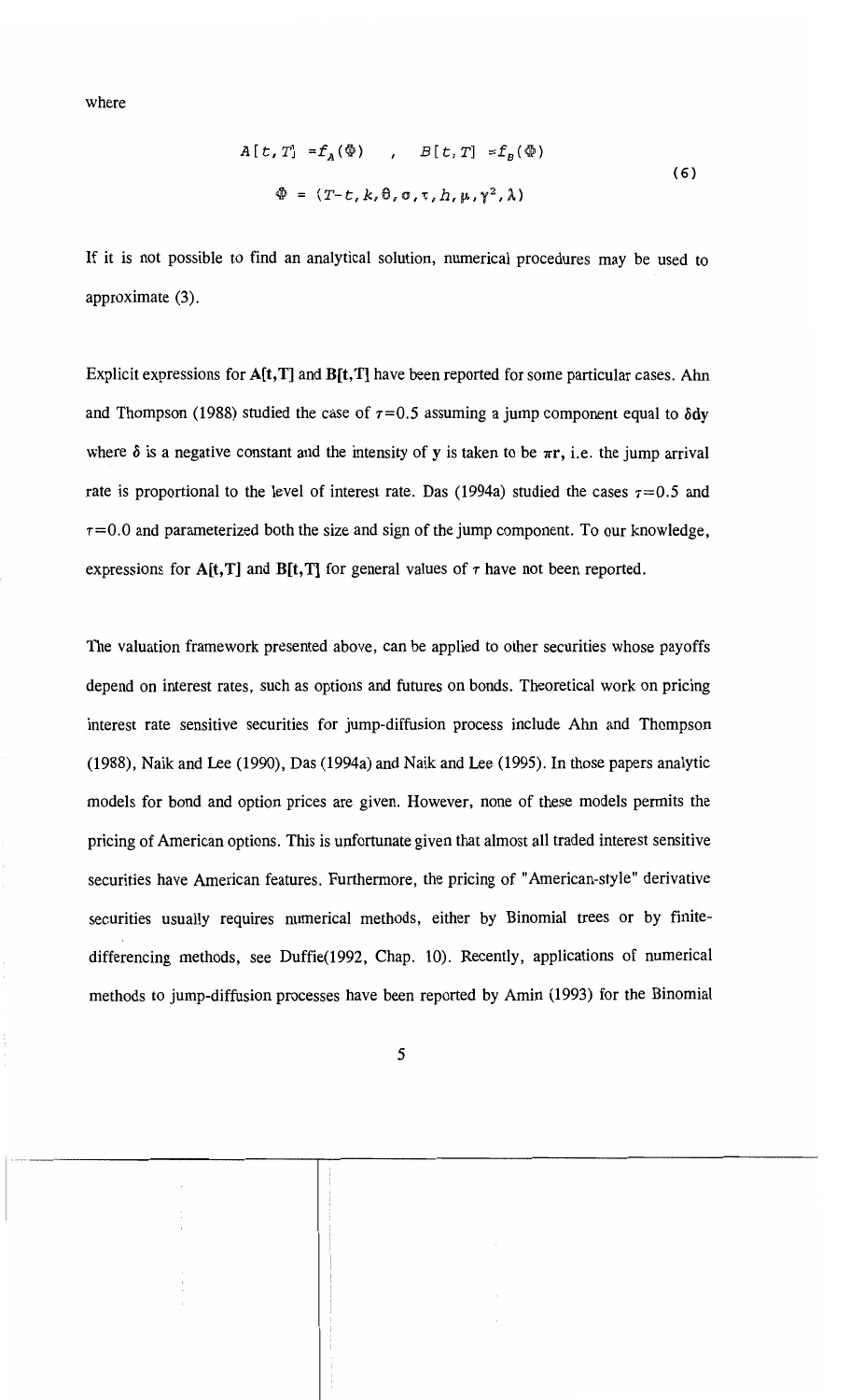where

$$
\begin{aligned}
A[t,T] &= f_A(\Phi) \quad , \quad B[t,T] = f_B(\Phi) \\
\Phi &= (T-t, k, \theta, \sigma, \tau, h, \mu, \gamma^2, \lambda)
\end{aligned}
\tag{6}
$$

If it is not possible to find an analytical solution, numerical procedures may be used to approximate (3).

Explicit expressions for **A[t,T]** and **B[t,T]** have been reported for some particular cases. Ahn and Thompson (1988) studied the case of $\tau=0.5$ assuming a jump component equal to $\delta$**dy** where $\delta$ is a negative constant and the intensity of **y** is taken to be $\pi$**r**, i.e. the jump arrival rate is proportional to the level of interest rate. Das (1994a) studied the cases $\tau=0.5$ and $\tau=0.0$ and parameterized both the size and sign of the jump component. To our knowledge, expressions for **A[t,T]** and **B[t,T]** for general values of $\tau$ have not been reported.

The valuation framework presented above, can be applied to other securities whose payoffs depend on interest rates, such as options and futures on bonds. Theoretical work on pricing interest rate sensitive securities for jump-diffusion process include Ahn and Thompson (1988), Naik and Lee (1990), Das (1994a) and Naik and Lee (1995). In those papers analytic models for bond and option prices are given. However, none of these models permits the pricing of American options. This is unfortunate given that almost all traded interest sensitive securities have American features. Furthermore, the pricing of "American-style" derivative securities usually requires numerical methods, either by Binomial trees or by finite-differencing methods, see Duffie(1992, Chap. 10). Recently, applications of numerical methods to jump-diffusion processes have been reported by Amin (1993) for the Binomial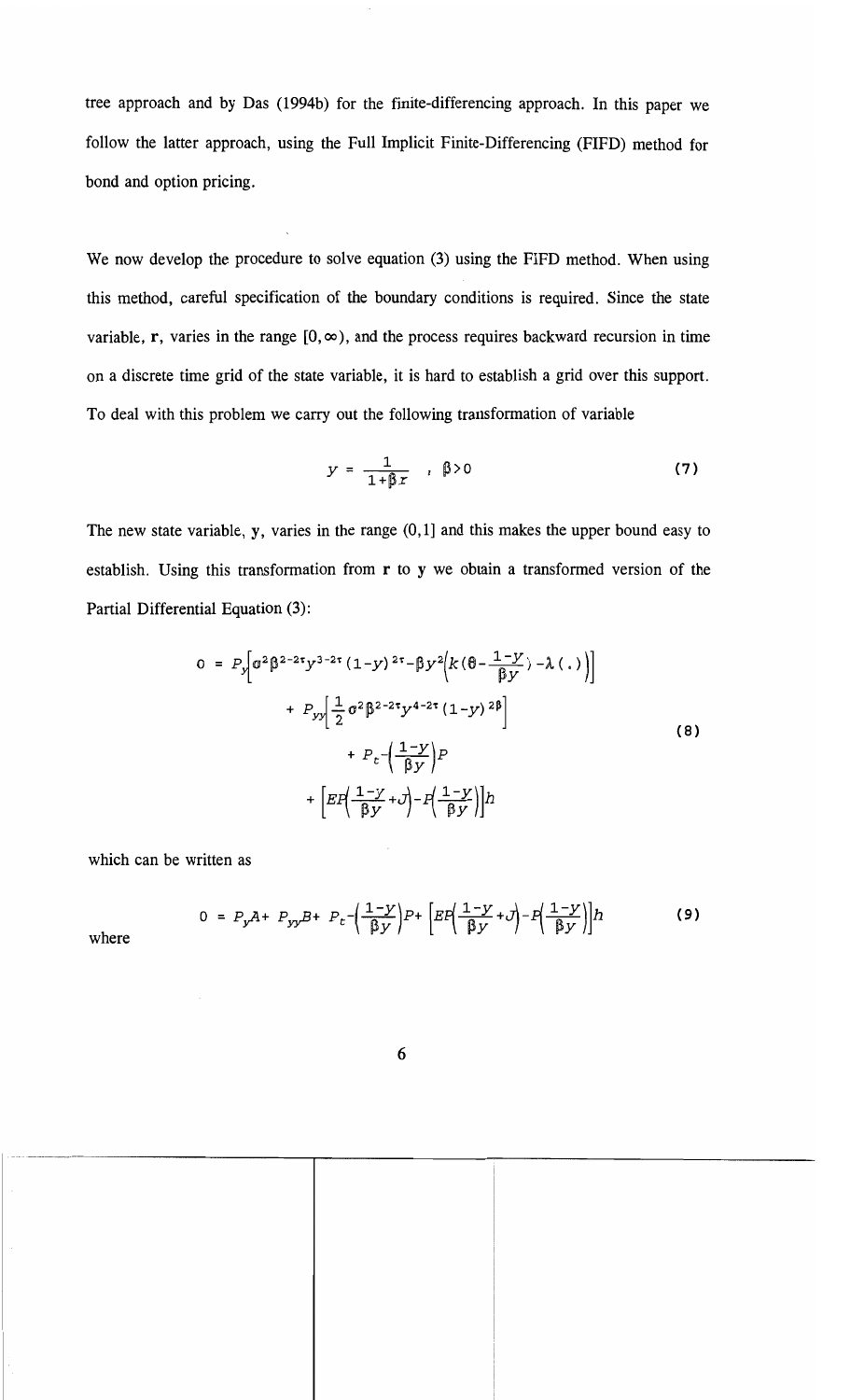tree approach and by Das (1994b) for the finite-differencing approach. In this paper we follow the latter approach, using the Full Implicit Finite-Differencing (FIFD) method for bond and option pricing.

We now develop the procedure to solve equation (3) using the FIFD method. When using this method, careful specification of the boundary conditions is required. Since the state variable, **r**, varies in the range $[0,\infty)$, and the process requires backward recursion in time on a discrete time grid of the state variable, it is hard to establish a grid over this support. To deal with this problem we carry out the following transformation of variable

$$y = \frac{1}{1+\beta r} \quad , \quad \beta > 0 \tag{7}$$

The new state variable, **y**, varies in the range $(0,1]$ and this makes the upper bound easy to establish. Using this transformation from **r** to **y** we obtain a transformed version of the Partial Differential Equation (3):

$$\begin{aligned}
0 = {} & P_y\left[\sigma^2\beta^{2-2\tau}y^{3-2\tau}(1-y)^{2\tau} - \beta y^2\left(k\left(\theta - \frac{1-y}{\beta y}\right) - \lambda(.)\right)\right] \\
& + P_{yy}\left[\frac{1}{2}\sigma^2\beta^{2-2\tau}y^{4-2\tau}(1-y)^{2\beta}\right] \\
& + P_t - \left(\frac{1-y}{\beta y}\right)P \\
& + \left[EP\left(\frac{1-y}{\beta y} + J\right) - P\left(\frac{1-y}{\beta y}\right)\right]h
\end{aligned} \tag{8}$$

which can be written as

$$0 = P_y A + P_{yy} B + P_t - \left(\frac{1-y}{\beta y}\right)P + \left[EP\left(\frac{1-y}{\beta y} + J\right) - P\left(\frac{1-y}{\beta y}\right)\right]h \tag{9}$$

where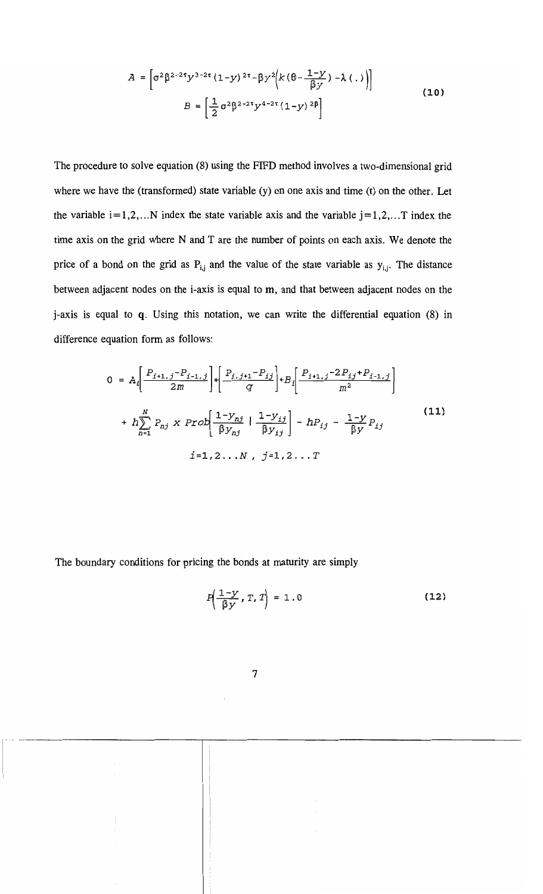$$A = \left[\sigma^2\beta^{2-2\tau}y^{3-2\tau}(1-y)^{2\tau} - \beta y^2\left(k(\theta - \frac{1-y}{\beta y}) - \lambda(.)\right)\right]$$

$$B = \left[\frac{1}{2}\sigma^2\beta^{2-2\tau}y^{4-2\tau}(1-y)^{2\beta}\right] \tag{10}$$

The procedure to solve equation (8) using the FIFD method involves a two-dimensional grid where we have the (transformed) state variable (y) on one axis and time (t) on the other. Let the variable i=1,2,...N index the state variable axis and the variable j=1,2,...T index the time axis on the grid where N and T are the number of points on each axis. We denote the price of a bond on the grid as $P_{i,j}$ and the value of the state variable as $y_{i,j}$. The distance between adjacent nodes on the i-axis is equal to **m**, and that between adjacent nodes on the j-axis is equal to **q**. Using this notation, we can write the differential equation (8) in difference equation form as follows:

$$0 = A_i\left[\frac{P_{i+1,j}-P_{i-1,j}}{2m}\right] + \left[\frac{P_{i,j+1}-P_{ij}}{q}\right] + B_i\left[\frac{P_{i+1,j}-2P_{ij}+P_{i-1,j}}{m^2}\right]$$

$$+ h\sum_{n=1}^{N} P_{nj} \times Prob\left[\frac{1-y_{nj}}{\beta y_{nj}} \mid \frac{1-y_{ij}}{\beta y_{ij}}\right] - hP_{ij} - \frac{1-y}{\beta y}P_{ij} \tag{11}$$

$$i=1,2\ldots N\ ,\ j=1,2\ldots T$$

The boundary conditions for pricing the bonds at maturity are simply

$$B\left(\frac{1-y}{\beta y}, T, T\right) = 1.0 \tag{12}$$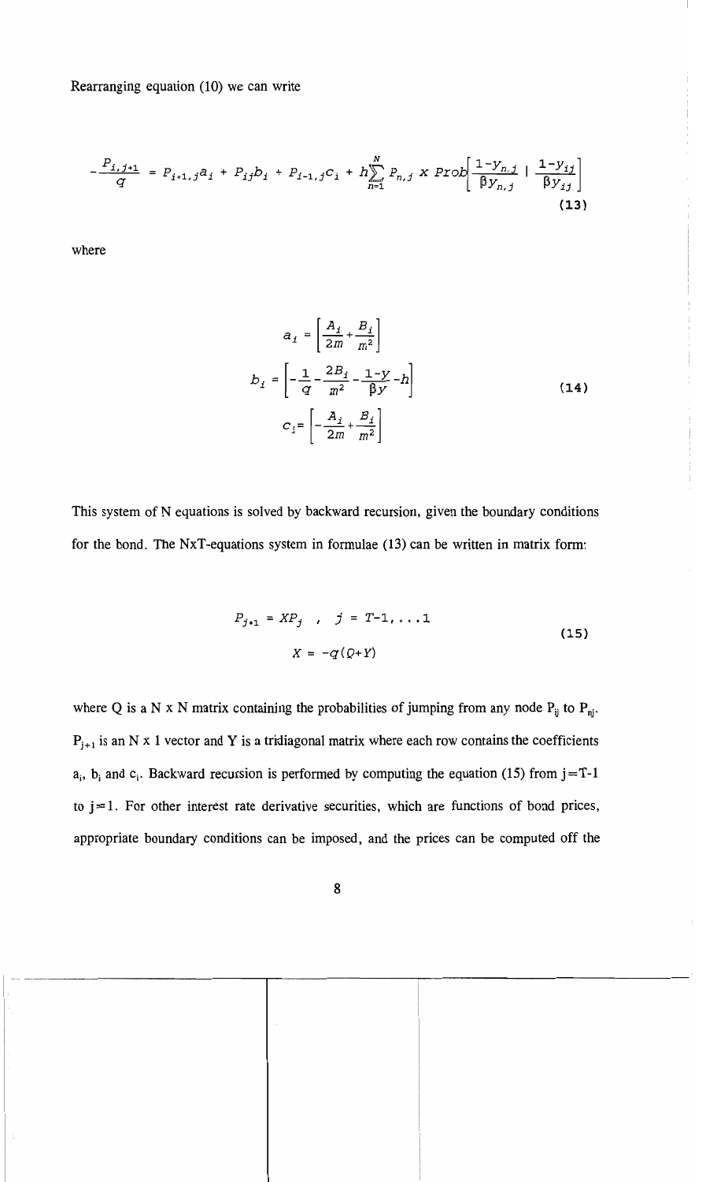Rearranging equation (10) we can write

$$-\frac{P_{i,j+1}}{q} = P_{i+1,j}a_i + P_{ij}b_i + P_{i-1,j}c_i + h\sum_{n=1}^{N} P_{n,j} \times Prob\left[\frac{1-y_{n,j}}{\beta y_{n,j}} \mid \frac{1-y_{ij}}{\beta y_{ij}}\right] \tag{13}$$

where

$$a_i = \left[\frac{A_i}{2m} + \frac{B_i}{m^2}\right]$$

$$b_i = \left[-\frac{1}{q} - \frac{2B_i}{m^2} - \frac{1-y}{\beta y} - h\right] \tag{14}$$

$$c_i = \left[-\frac{A_i}{2m} + \frac{B_i}{m^2}\right]$$

This system of N equations is solved by backward recursion, given the boundary conditions for the bond. The NxT-equations system in formulae (13) can be written in matrix form:

$$P_{j+1} = XP_j \quad , \quad j = T-1, \ldots 1$$

$$X = -q(Q+Y) \tag{15}$$

where Q is a N x N matrix containing the probabilities of jumping from any node $P_{ij}$ to $P_{nj}$. $P_{j+1}$ is an N x 1 vector and Y is a tridiagonal matrix where each row contains the coefficients $a_i$, $b_i$ and $c_i$. Backward recursion is performed by computing the equation (15) from $j=T-1$ to $j=1$. For other interest rate derivative securities, which are functions of bond prices, appropriate boundary conditions can be imposed, and the prices can be computed off the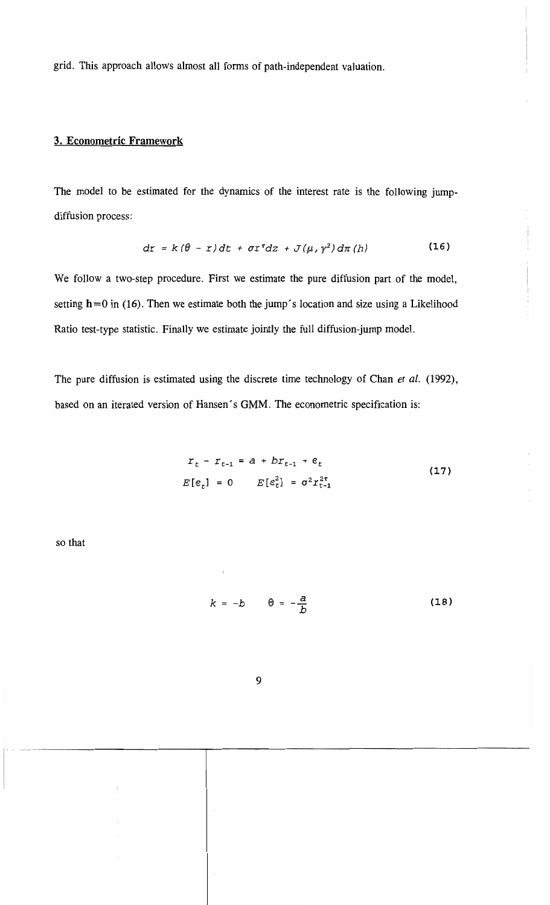grid. This approach allows almost all forms of path-independent valuation.

## 3. Econometric Framework

The model to be estimated for the dynamics of the interest rate is the following jump-diffusion process:

$$dr = k(\theta - r)dt + \sigma r^{\tau} dz + J(\mu, \gamma^2) d\pi(h) \tag{16}$$

We follow a two-step procedure. First we estimate the pure diffusion part of the model, setting **h**=0 in (16). Then we estimate both the jump's location and size using a Likelihood Ratio test-type statistic. Finally we estimate jointly the full diffusion-jump model.

The pure diffusion is estimated using the discrete time technology of Chan *et al.* (1992), based on an iterated version of Hansen's GMM. The econometric specification is:

$$\begin{aligned} r_t - r_{t-1} &= a + b r_{t-1} + e_t \\ E[e_t] = 0 \qquad E[e_t^2] &= \sigma^2 r_{t-1}^{2\tau} \end{aligned} \tag{17}$$

so that

$$k = -b \qquad \theta = -\frac{a}{b} \tag{18}$$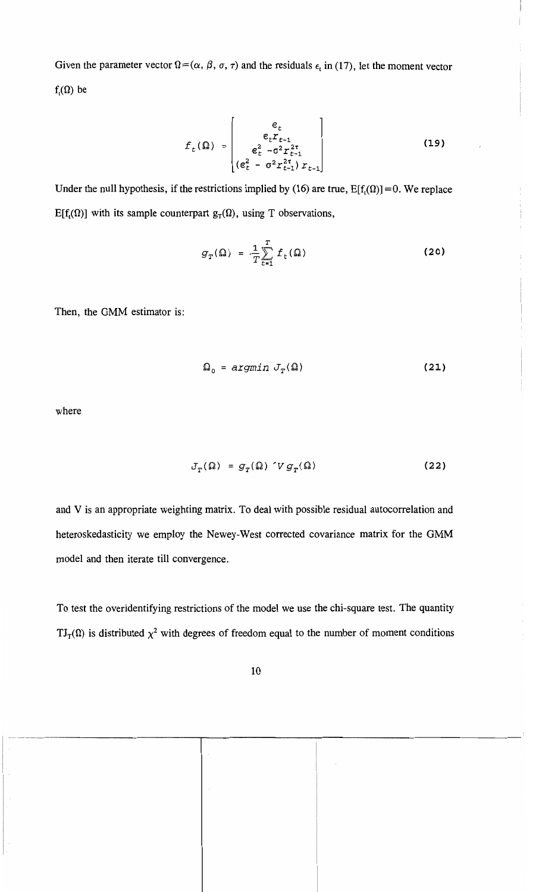Given the parameter vector $\Omega=(\alpha, \beta, \sigma, \tau)$ and the residuals $\epsilon_t$ in (17), let the moment vector $f_t(\Omega)$ be

$$
f_t(\Omega) = \begin{bmatrix} \epsilon_t \\ \epsilon_t r_{t-1} \\ \epsilon_t^2 - \sigma^2 r_{t-1}^{2\tau} \\ (\epsilon_t^2 - \sigma^2 r_{t-1}^{2\tau}) r_{t-1} \end{bmatrix} \tag{19}
$$

Under the null hypothesis, if the restrictions implied by (16) are true, $E[f_t(\Omega)]=0$. We replace $E[f_t(\Omega)]$ with its sample counterpart $g_T(\Omega)$, using T observations,

$$
g_T(\Omega) = \frac{1}{T}\sum_{t=1}^{T} f_t(\Omega) \tag{20}
$$

Then, the GMM estimator is:

$$
\Omega_0 = argmin \; J_T(\Omega) \tag{21}
$$

where

$$
J_T(\Omega) = g_T(\Omega)' V g_T(\Omega) \tag{22}
$$

and V is an appropriate weighting matrix. To deal with possible residual autocorrelation and heteroskedasticity we employ the Newey-West corrected covariance matrix for the GMM model and then iterate till convergence.

To test the overidentifying restrictions of the model we use the chi-square test. The quantity $TJ_T(\Omega)$ is distributed $\chi^2$ with degrees of freedom equal to the number of moment conditions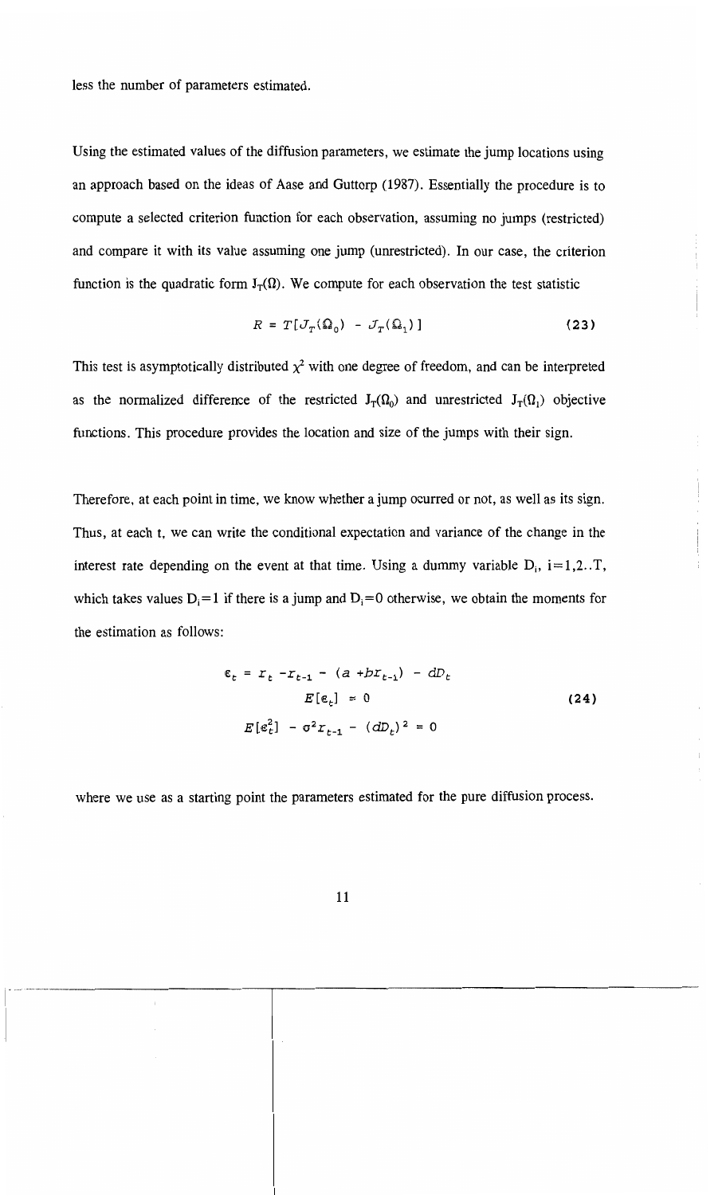less the number of parameters estimated.

Using the estimated values of the diffusion parameters, we estimate the jump locations using an approach based on the ideas of Aase and Guttorp (1987). Essentially the procedure is to compute a selected criterion function for each observation, assuming no jumps (restricted) and compare it with its value assuming one jump (unrestricted). In our case, the criterion function is the quadratic form $J_T(\Omega)$. We compute for each observation the test statistic

$$R = T[J_T(\Omega_0) - J_T(\Omega_1)] \tag{23}$$

This test is asymptotically distributed $\chi^2$ with one degree of freedom, and can be interpreted as the normalized difference of the restricted $J_T(\Omega_0)$ and unrestricted $J_T(\Omega_1)$ objective functions. This procedure provides the location and size of the jumps with their sign.

Therefore, at each point in time, we know whether a jump ocurred or not, as well as its sign. Thus, at each t, we can write the conditional expectation and variance of the change in the interest rate depending on the event at that time. Using a dummy variable $D_i$, $i=1,2..T$, which takes values $D_i=1$ if there is a jump and $D_i=0$ otherwise, we obtain the moments for the estimation as follows:

$$\begin{gathered} \epsilon_t = r_t - r_{t-1} - (a + br_{t-1}) - dD_t \\ E[\epsilon_t] = 0 \\ E[\epsilon_t^2] - \sigma^2 r_{t-1} - (dD_t)^2 = 0 \end{gathered} \tag{24}$$

where we use as a starting point the parameters estimated for the pure diffusion process.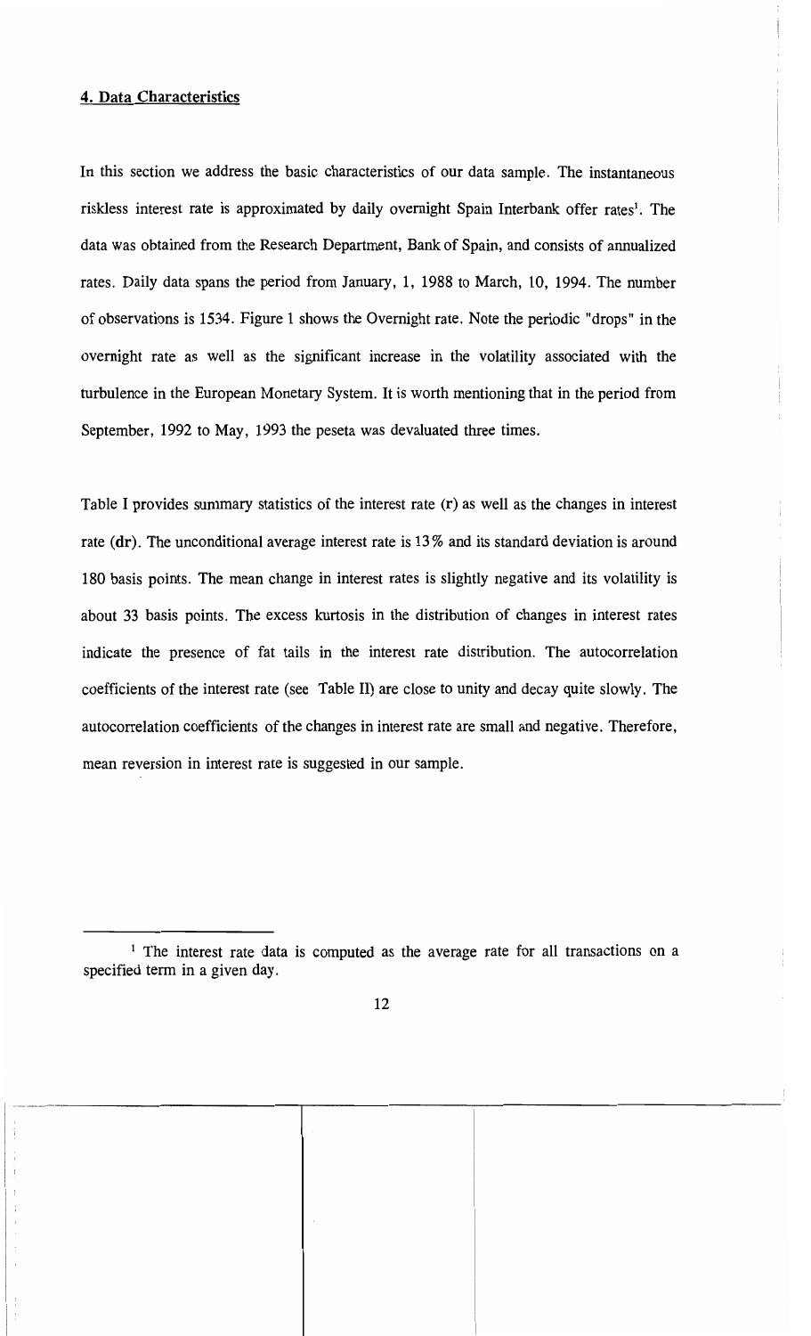## 4. Data Characteristics

In this section we address the basic characteristics of our data sample. The instantaneous riskless interest rate is approximated by daily overnight Spain Interbank offer rates[1]. The data was obtained from the Research Department, Bank of Spain, and consists of annualized rates. Daily data spans the period from January, 1, 1988 to March, 10, 1994. The number of observations is 1534. Figure 1 shows the Overnight rate. Note the periodic "drops" in the overnight rate as well as the significant increase in the volatility associated with the turbulence in the European Monetary System. It is worth mentioning that in the period from September, 1992 to May, 1993 the peseta was devaluated three times.

Table I provides summary statistics of the interest rate (r) as well as the changes in interest rate (dr). The unconditional average interest rate is 13% and its standard deviation is around 180 basis points. The mean change in interest rates is slightly negative and its volatility is about 33 basis points. The excess kurtosis in the distribution of changes in interest rates indicate the presence of fat tails in the interest rate distribution. The autocorrelation coefficients of the interest rate (see Table II) are close to unity and decay quite slowly. The autocorrelation coefficients of the changes in interest rate are small and negative. Therefore, mean reversion in interest rate is suggested in our sample.

[1] The interest rate data is computed as the average rate for all transactions on a specified term in a given day.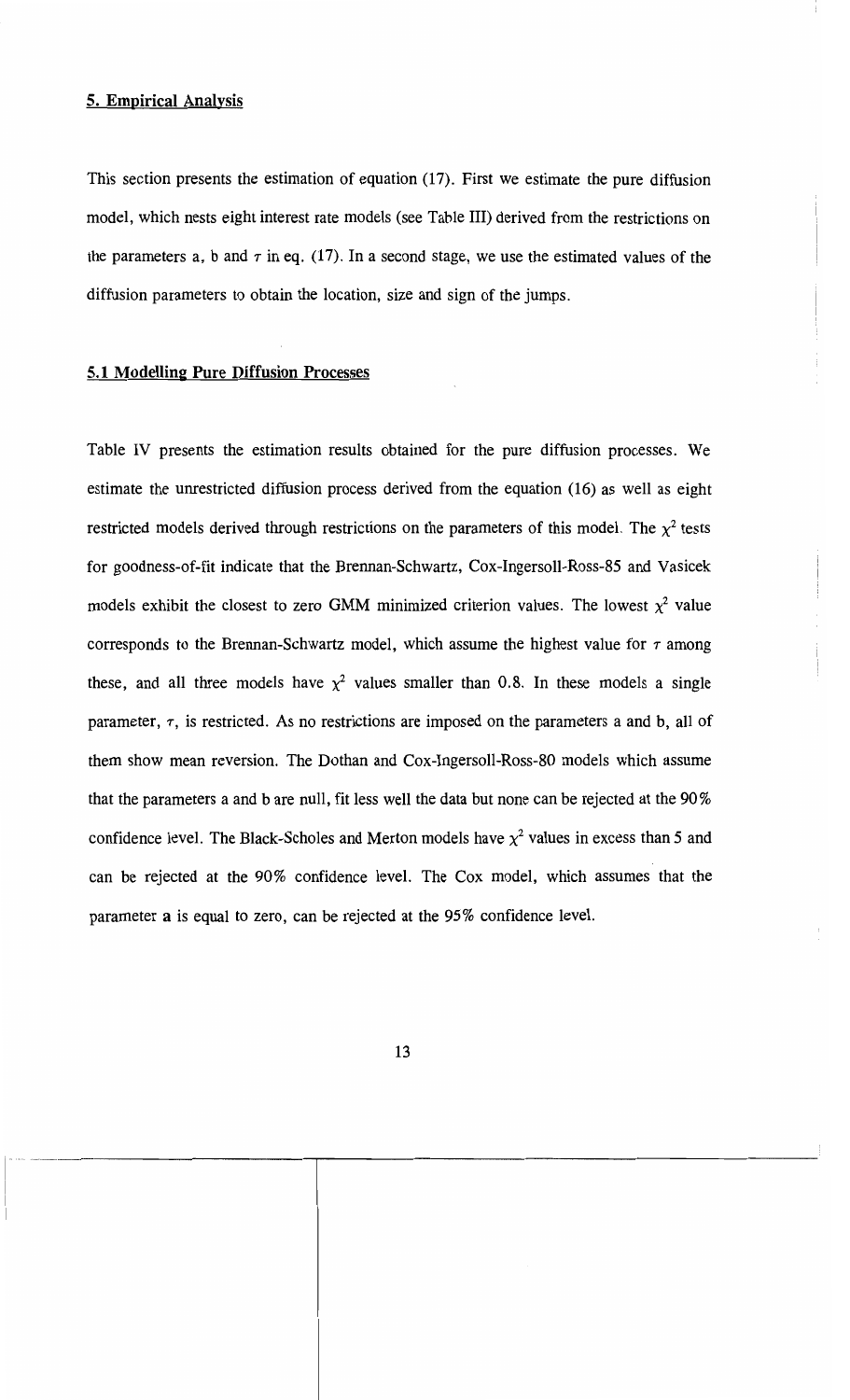## 5. Empirical Analysis

This section presents the estimation of equation (17). First we estimate the pure diffusion model, which nests eight interest rate models (see Table III) derived from the restrictions on the parameters a, b and $\tau$ in eq. (17). In a second stage, we use the estimated values of the diffusion parameters to obtain the location, size and sign of the jumps.

### 5.1 Modelling Pure Diffusion Processes

Table IV presents the estimation results obtained for the pure diffusion processes. We estimate the unrestricted diffusion process derived from the equation (16) as well as eight restricted models derived through restrictions on the parameters of this model. The $\chi^2$ tests for goodness-of-fit indicate that the Brennan-Schwartz, Cox-Ingersoll-Ross-85 and Vasicek models exhibit the closest to zero GMM minimized criterion values. The lowest $\chi^2$ value corresponds to the Brennan-Schwartz model, which assume the highest value for $\tau$ among these, and all three models have $\chi^2$ values smaller than 0.8. In these models a single parameter, $\tau$, is restricted. As no restrictions are imposed on the parameters a and b, all of them show mean reversion. The Dothan and Cox-Ingersoll-Ross-80 models which assume that the parameters a and b are null, fit less well the data but none can be rejected at the 90% confidence level. The Black-Scholes and Merton models have $\chi^2$ values in excess than 5 and can be rejected at the 90% confidence level. The Cox model, which assumes that the parameter a is equal to zero, can be rejected at the 95% confidence level.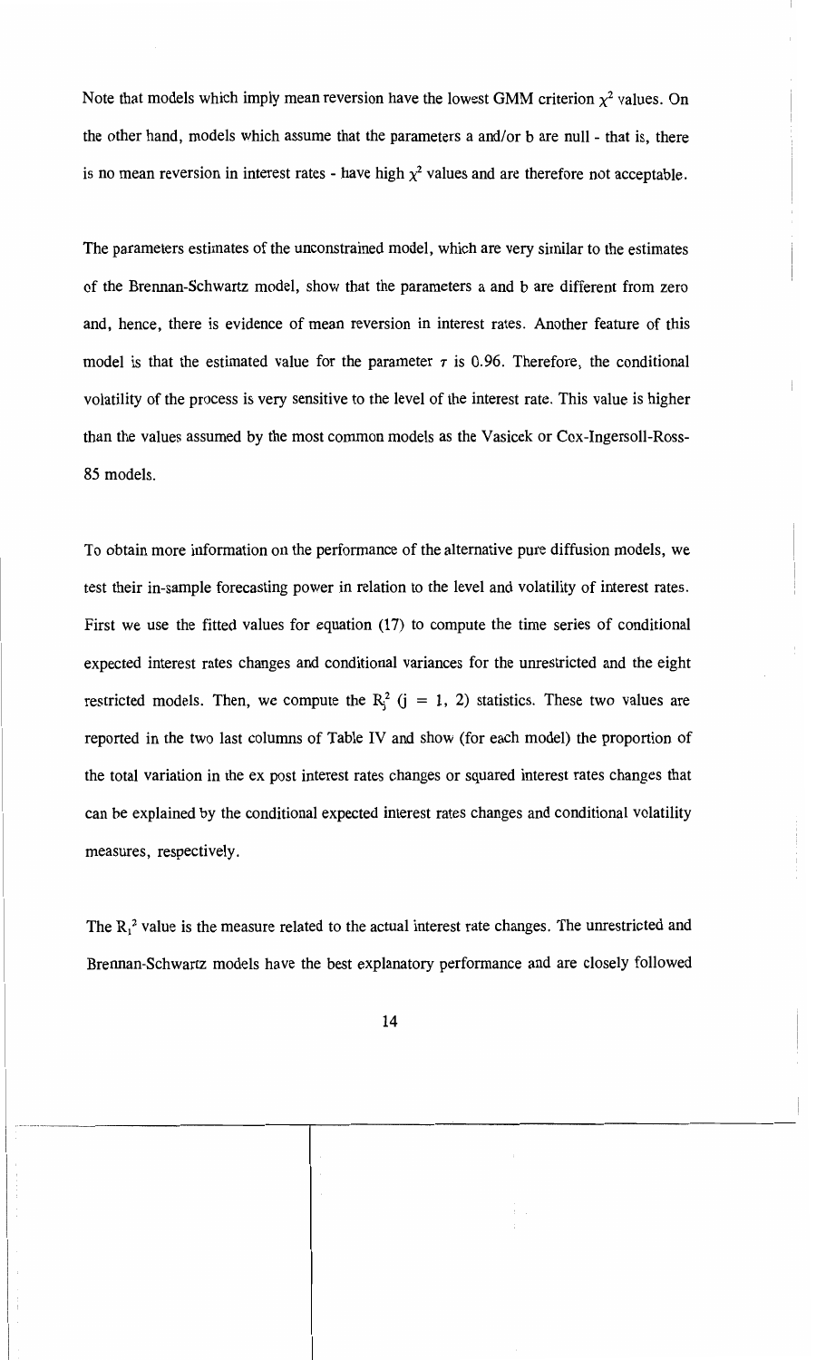Note that models which imply mean reversion have the lowest GMM criterion $\chi^2$ values. On the other hand, models which assume that the parameters a and/or b are null - that is, there is no mean reversion in interest rates - have high $\chi^2$ values and are therefore not acceptable.

The parameters estimates of the unconstrained model, which are very similar to the estimates of the Brennan-Schwartz model, show that the parameters a and b are different from zero and, hence, there is evidence of mean reversion in interest rates. Another feature of this model is that the estimated value for the parameter $\tau$ is 0.96. Therefore, the conditional volatility of the process is very sensitive to the level of the interest rate. This value is higher than the values assumed by the most common models as the Vasicek or Cox-Ingersoll-Ross-85 models.

To obtain more information on the performance of the alternative pure diffusion models, we test their in-sample forecasting power in relation to the level and volatility of interest rates. First we use the fitted values for equation (17) to compute the time series of conditional expected interest rates changes and conditional variances for the unrestricted and the eight restricted models. Then, we compute the $R_j^2$ ($j = 1, 2$) statistics. These two values are reported in the two last columns of Table IV and show (for each model) the proportion of the total variation in the ex post interest rates changes or squared interest rates changes that can be explained by the conditional expected interest rates changes and conditional volatility measures, respectively.

The $R_1^2$ value is the measure related to the actual interest rate changes. The unrestricted and Brennan-Schwartz models have the best explanatory performance and are closely followed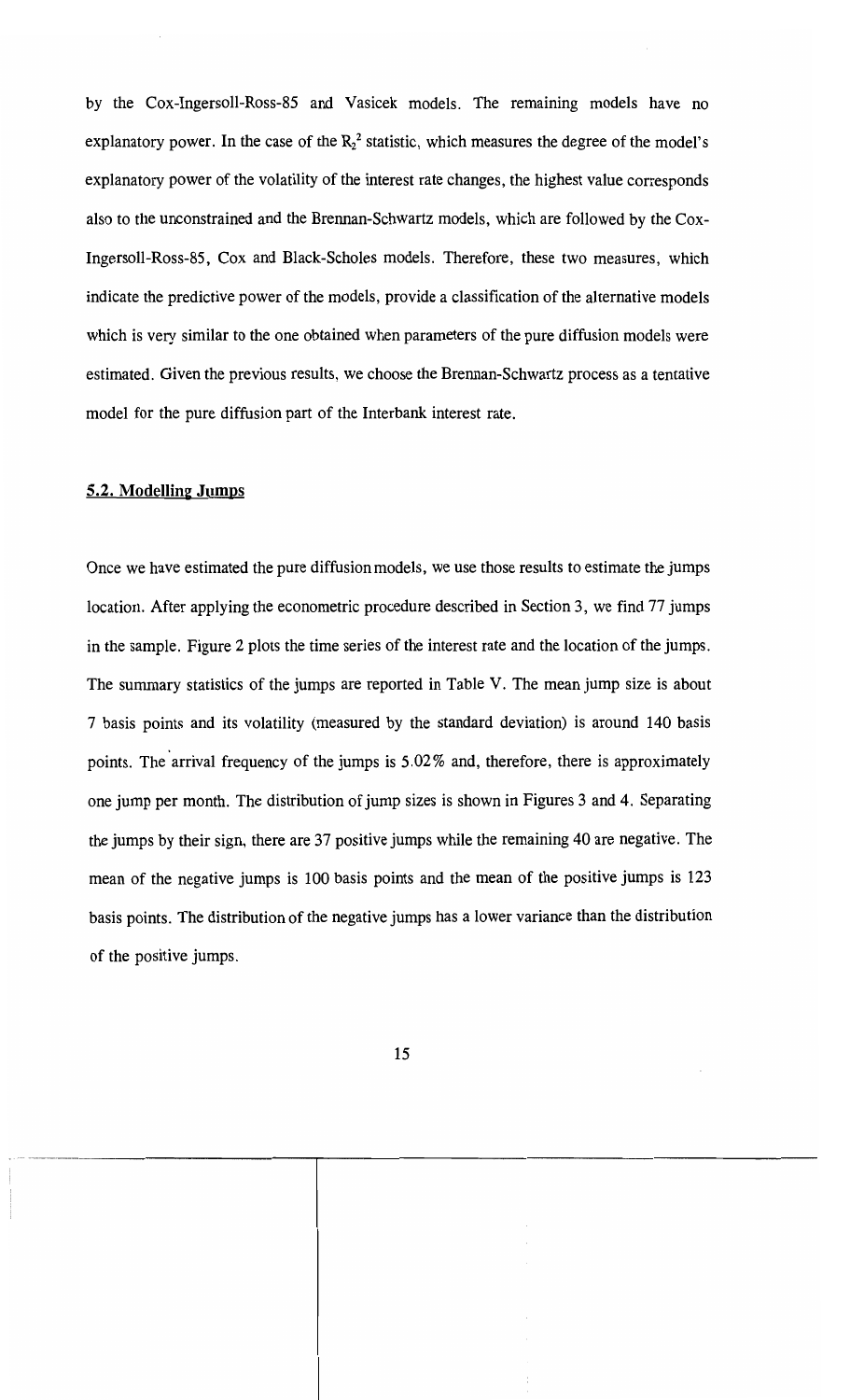by the Cox-Ingersoll-Ross-85 and Vasicek models. The remaining models have no explanatory power. In the case of the $R_2^2$ statistic, which measures the degree of the model's explanatory power of the volatility of the interest rate changes, the highest value corresponds also to the unconstrained and the Brennan-Schwartz models, which are followed by the Cox-Ingersoll-Ross-85, Cox and Black-Scholes models. Therefore, these two measures, which indicate the predictive power of the models, provide a classification of the alternative models which is very similar to the one obtained when parameters of the pure diffusion models were estimated. Given the previous results, we choose the Brennan-Schwartz process as a tentative model for the pure diffusion part of the Interbank interest rate.

## 5.2. Modelling Jumps

Once we have estimated the pure diffusion models, we use those results to estimate the jumps location. After applying the econometric procedure described in Section 3, we find 77 jumps in the sample. Figure 2 plots the time series of the interest rate and the location of the jumps. The summary statistics of the jumps are reported in Table V. The mean jump size is about 7 basis points and its volatility (measured by the standard deviation) is around 140 basis points. The arrival frequency of the jumps is 5.02% and, therefore, there is approximately one jump per month. The distribution of jump sizes is shown in Figures 3 and 4. Separating the jumps by their sign, there are 37 positive jumps while the remaining 40 are negative. The mean of the negative jumps is 100 basis points and the mean of the positive jumps is 123 basis points. The distribution of the negative jumps has a lower variance than the distribution of the positive jumps.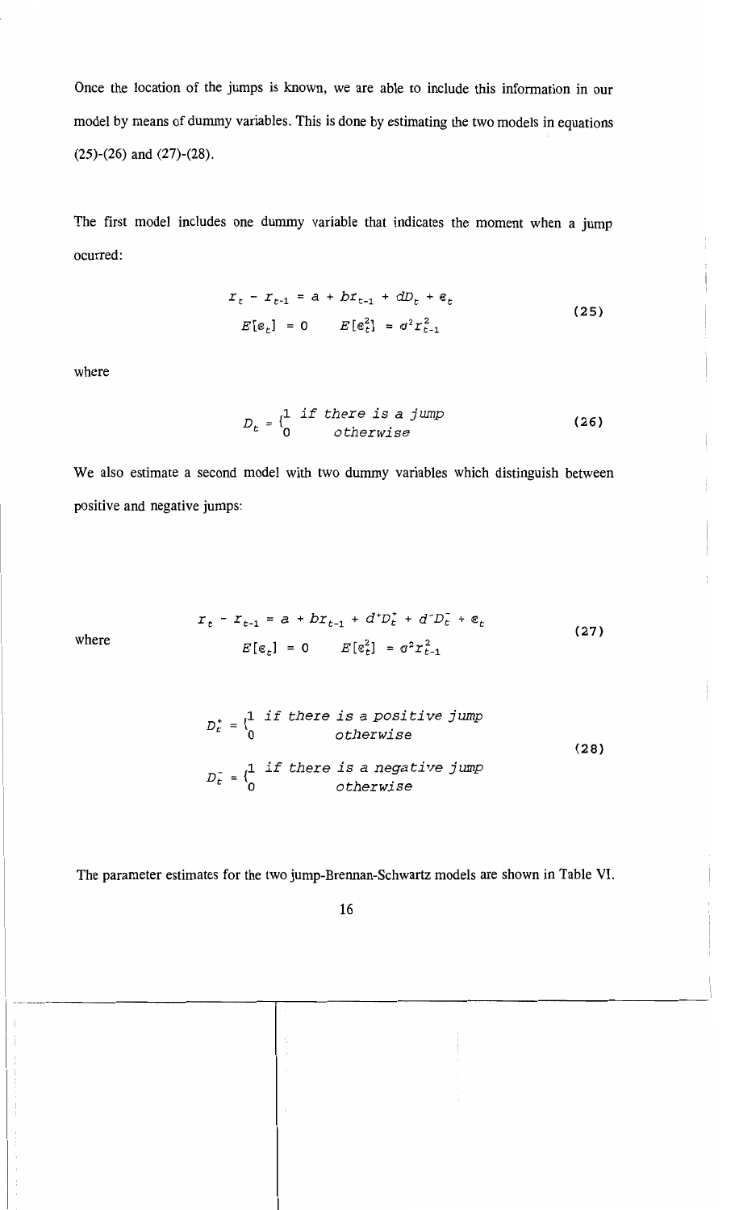Once the location of the jumps is known, we are able to include this information in our model by means of dummy variables. This is done by estimating the two models in equations (25)-(26) and (27)-(28).

The first model includes one dummy variable that indicates the moment when a jump ocurred:

$$
\begin{aligned}
r_t - r_{t-1} &= a + br_{t-1} + dD_t + \epsilon_t \\
E[\epsilon_t] = 0 \qquad & E[\epsilon_t^2] = \sigma^2 r_{t-1}^2
\end{aligned}
\tag{25}
$$

where

$$
D_t = \begin{cases} 1 & \textit{if there is a jump} \\ 0 & \textit{otherwise} \end{cases}
\tag{26}
$$

We also estimate a second model with two dummy variables which distinguish between positive and negative jumps:

$$
\begin{aligned}
r_t - r_{t-1} &= a + br_{t-1} + d^+D_t^+ + d^-D_t^- + \epsilon_t \\
E[\epsilon_t] = 0 \qquad & E[\epsilon_t^2] = \sigma^2 r_{t-1}^2
\end{aligned}
\tag{27}
$$

where

$$
\begin{aligned}
D_t^+ &= \begin{cases} 1 & \textit{if there is a positive jump} \\ 0 & \textit{otherwise} \end{cases} \\
D_t^- &= \begin{cases} 1 & \textit{if there is a negative jump} \\ 0 & \textit{otherwise} \end{cases}
\end{aligned}
\tag{28}
$$

The parameter estimates for the two jump-Brennan-Schwartz models are shown in Table VI.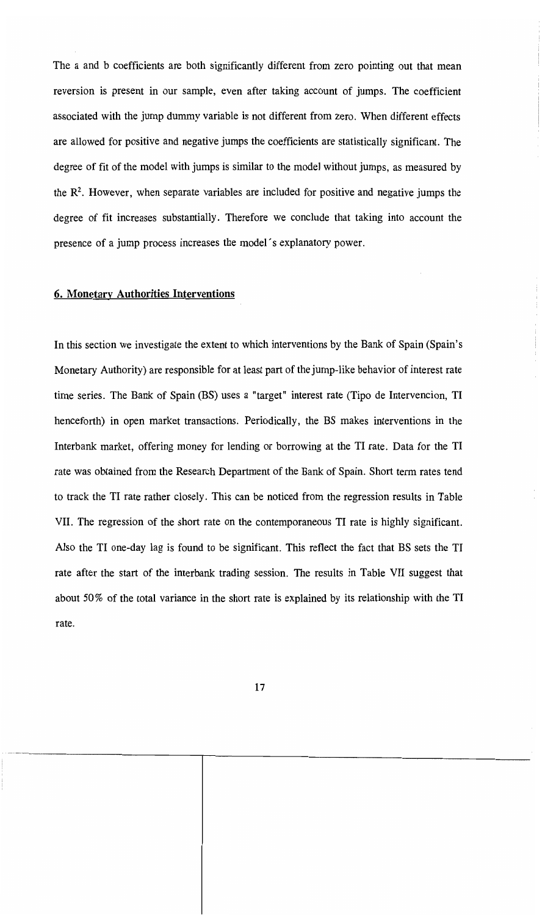The a and b coefficients are both significantly different from zero pointing out that mean reversion is present in our sample, even after taking account of jumps. The coefficient associated with the jump dummy variable is not different from zero. When different effects are allowed for positive and negative jumps the coefficients are statistically significant. The degree of fit of the model with jumps is similar to the model without jumps, as measured by the $R^2$. However, when separate variables are included for positive and negative jumps the degree of fit increases substantially. Therefore we conclude that taking into account the presence of a jump process increases the model´s explanatory power.

## 6. Monetary Authorities Interventions

In this section we investigate the extent to which interventions by the Bank of Spain (Spain's Monetary Authority) are responsible for at least part of the jump-like behavior of interest rate time series. The Bank of Spain (BS) uses a "target" interest rate (Tipo de Intervencion, TI henceforth) in open market transactions. Periodically, the BS makes interventions in the Interbank market, offering money for lending or borrowing at the TI rate. Data for the TI rate was obtained from the Research Department of the Bank of Spain. Short term rates tend to track the TI rate rather closely. This can be noticed from the regression results in Table VII. The regression of the short rate on the contemporaneous TI rate is highly significant. Also the TI one-day lag is found to be significant. This reflect the fact that BS sets the TI rate after the start of the interbank trading session. The results in Table VII suggest that about 50% of the total variance in the short rate is explained by its relationship with the TI rate.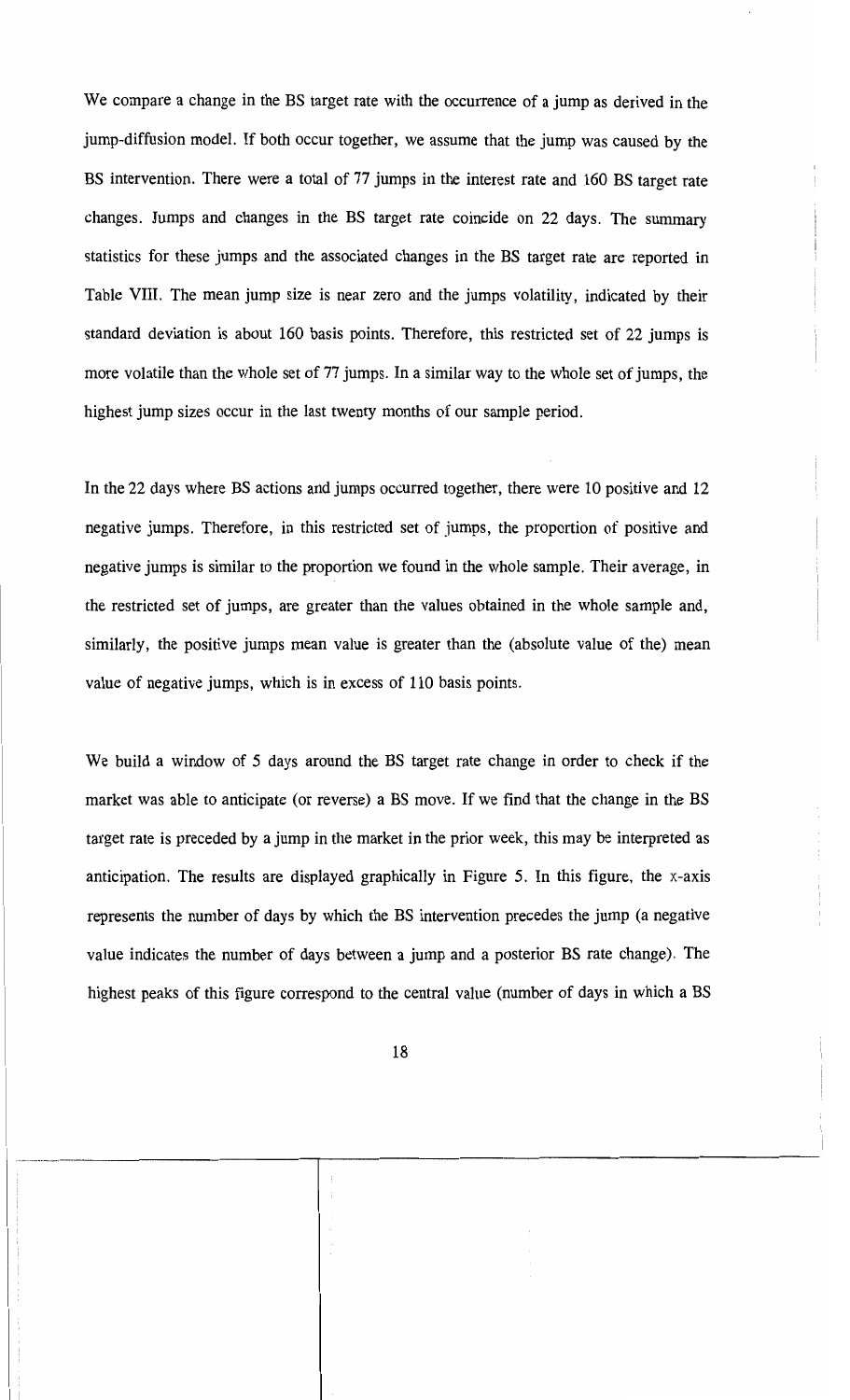We compare a change in the BS target rate with the occurrence of a jump as derived in the jump-diffusion model. If both occur together, we assume that the jump was caused by the BS intervention. There were a total of 77 jumps in the interest rate and 160 BS target rate changes. Jumps and changes in the BS target rate coincide on 22 days. The summary statistics for these jumps and the associated changes in the BS target rate are reported in Table VIII. The mean jump size is near zero and the jumps volatility, indicated by their standard deviation is about 160 basis points. Therefore, this restricted set of 22 jumps is more volatile than the whole set of 77 jumps. In a similar way to the whole set of jumps, the highest jump sizes occur in the last twenty months of our sample period.

In the 22 days where BS actions and jumps occurred together, there were 10 positive and 12 negative jumps. Therefore, in this restricted set of jumps, the proportion of positive and negative jumps is similar to the proportion we found in the whole sample. Their average, in the restricted set of jumps, are greater than the values obtained in the whole sample and, similarly, the positive jumps mean value is greater than the (absolute value of the) mean value of negative jumps, which is in excess of 110 basis points.

We build a window of 5 days around the BS target rate change in order to check if the market was able to anticipate (or reverse) a BS move. If we find that the change in the BS target rate is preceded by a jump in the market in the prior week, this may be interpreted as anticipation. The results are displayed graphically in Figure 5. In this figure, the x-axis represents the number of days by which the BS intervention precedes the jump (a negative value indicates the number of days between a jump and a posterior BS rate change). The highest peaks of this figure correspond to the central value (number of days in which a BS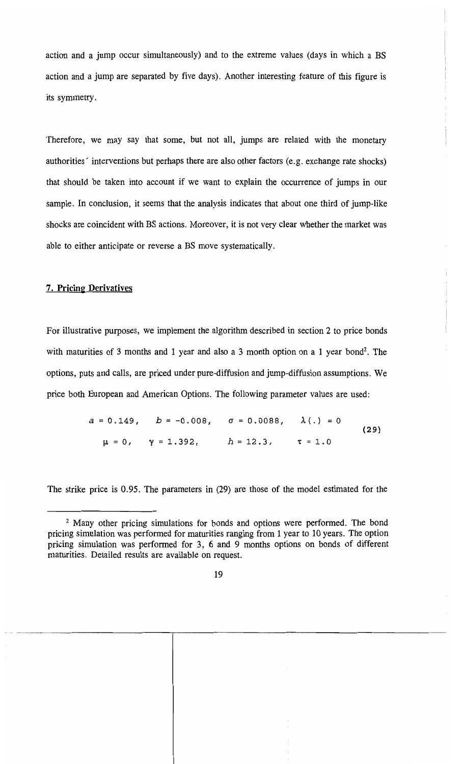action and a jump occur simultaneously) and to the extreme values (days in which a BS action and a jump are separated by five days). Another interesting feature of this figure is its symmetry.

Therefore, we may say that some, but not all, jumps are related with the monetary authorities´ interventions but perhaps there are also other factors (e.g. exchange rate shocks) that should be taken into account if we want to explain the occurrence of jumps in our sample. In conclusion, it seems that the analysis indicates that about one third of jump-like shocks are coincident with BS actions. Moreover, it is not very clear whether the market was able to either anticipate or reverse a BS move systematically.

## 7. Pricing Derivatives

For illustrative purposes, we implement the algorithm described in section 2 to price bonds with maturities of 3 months and 1 year and also a 3 month option on a 1 year bond[2]. The options, puts and calls, are priced under pure-diffusion and jump-diffusion assumptions. We price both European and American Options. The following parameter values are used:

$$
\begin{array}{llll}
a = 0.149, & b = -0.008, & \sigma = 0.0088, & \lambda(.) = 0 \\
\mu = 0, & \gamma = 1.392, & h = 12.3, & \tau = 1.0
\end{array}
\tag{29}
$$

The strike price is 0.95. The parameters in (29) are those of the model estimated for the

[2] Many other pricing simulations for bonds and options were performed. The bond pricing simulation was performed for maturities ranging from 1 year to 10 years. The option pricing simulation was performed for 3, 6 and 9 months options on bonds of different maturities. Detailed results are available on request.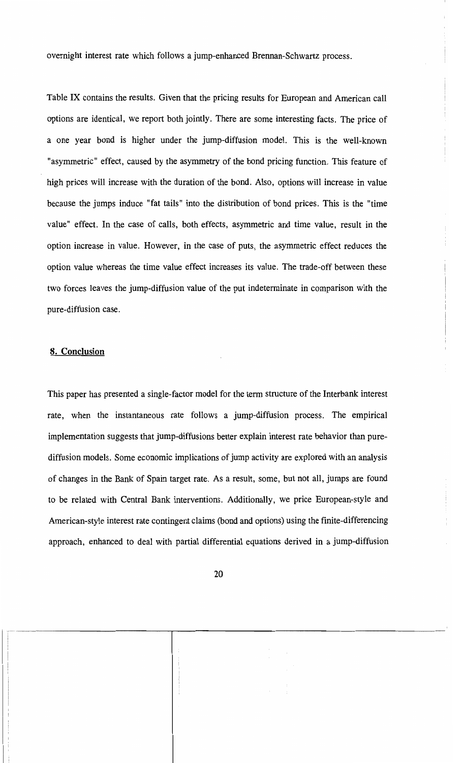overnight interest rate which follows a jump-enhanced Brennan-Schwartz process.

Table IX contains the results. Given that the pricing results for European and American call options are identical, we report both jointly. There are some interesting facts. The price of a one year bond is higher under the jump-diffusion model. This is the well-known "asymmetric" effect, caused by the asymmetry of the bond pricing function. This feature of high prices will increase with the duration of the bond. Also, options will increase in value because the jumps induce "fat tails" into the distribution of bond prices. This is the "time value" effect. In the case of calls, both effects, asymmetric and time value, result in the option increase in value. However, in the case of puts, the asymmetric effect reduces the option value whereas the time value effect increases its value. The trade-off between these two forces leaves the jump-diffusion value of the put indeterminate in comparison with the pure-diffusion case.

## 8. Conclusion

This paper has presented a single-factor model for the term structure of the Interbank interest rate, when the instantaneous rate follows a jump-diffusion process. The empirical implementation suggests that jump-diffusions better explain interest rate behavior than pure-diffusion models. Some economic implications of jump activity are explored with an analysis of changes in the Bank of Spain target rate. As a result, some, but not all, jumps are found to be related with Central Bank interventions. Additionally, we price European-style and American-style interest rate contingent claims (bond and options) using the finite-differencing approach, enhanced to deal with partial differential equations derived in a jump-diffusion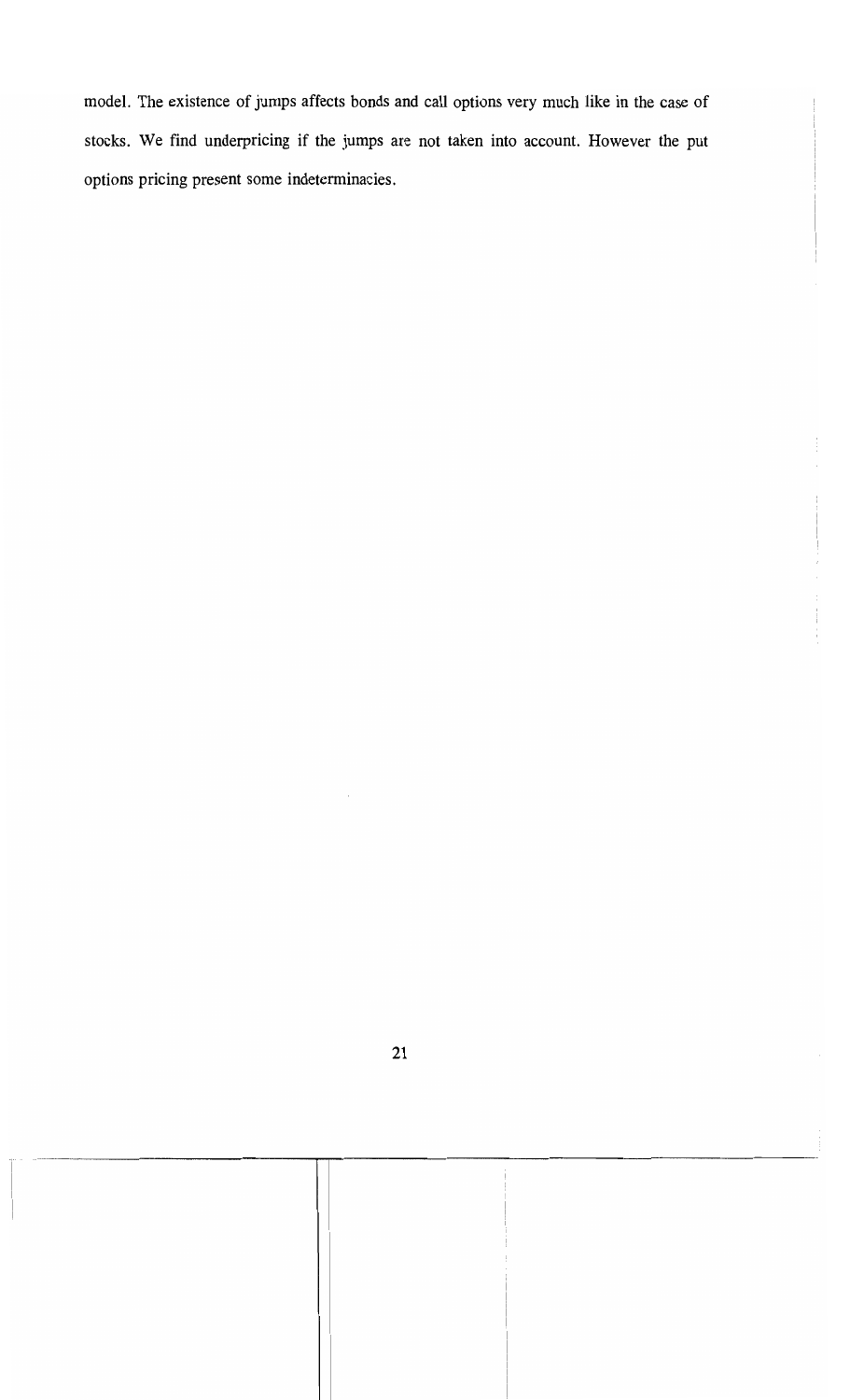model. The existence of jumps affects bonds and call options very much like in the case of stocks. We find underpricing if the jumps are not taken into account. However the put options pricing present some indeterminacies.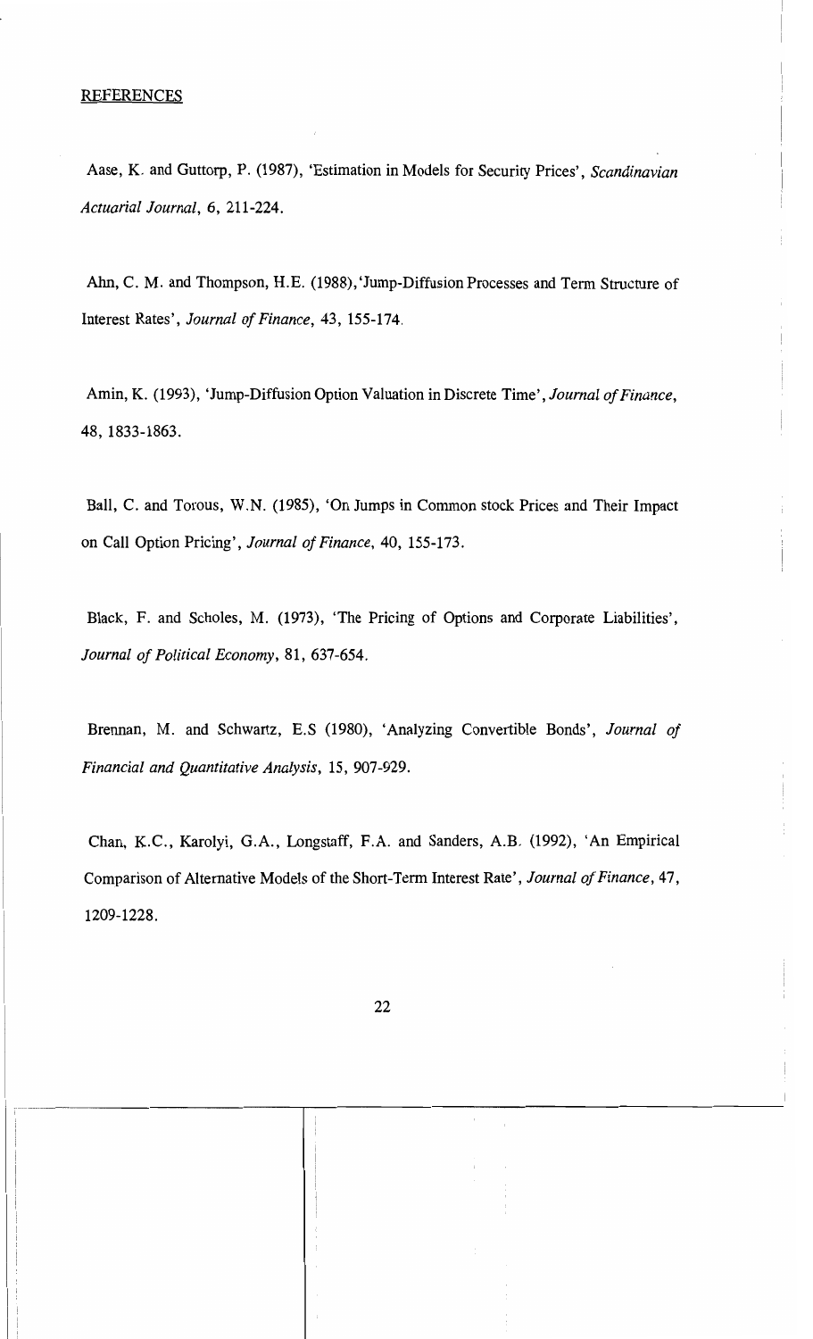## REFERENCES

Aase, K. and Guttorp, P. (1987), 'Estimation in Models for Security Prices', *Scandinavian Actuarial Journal*, 6, 211-224.

Ahn, C. M. and Thompson, H.E. (1988), 'Jump-Diffusion Processes and Term Structure of Interest Rates', *Journal of Finance*, 43, 155-174.

Amin, K. (1993), 'Jump-Diffusion Option Valuation in Discrete Time', *Journal of Finance*, 48, 1833-1863.

Ball, C. and Torous, W.N. (1985), 'On Jumps in Common stock Prices and Their Impact on Call Option Pricing', *Journal of Finance*, 40, 155-173.

Black, F. and Scholes, M. (1973), 'The Pricing of Options and Corporate Liabilities', *Journal of Political Economy*, 81, 637-654.

Brennan, M. and Schwartz, E.S (1980), 'Analyzing Convertible Bonds', *Journal of Financial and Quantitative Analysis*, 15, 907-929.

Chan, K.C., Karolyi, G.A., Longstaff, F.A. and Sanders, A.B. (1992), 'An Empirical Comparison of Alternative Models of the Short-Term Interest Rate', *Journal of Finance*, 47, 1209-1228.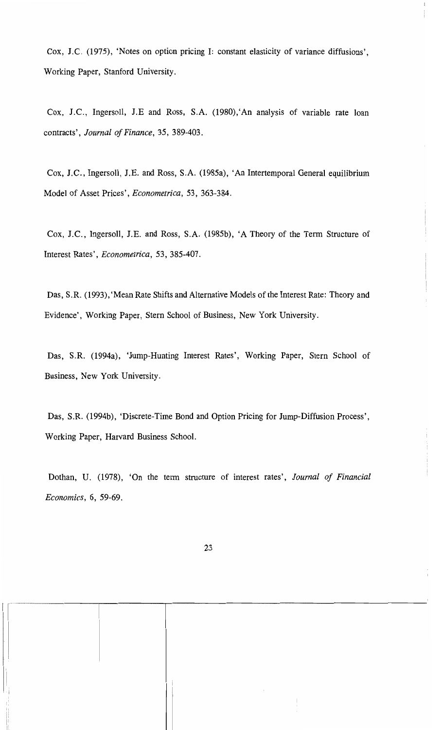Cox, J.C. (1975), 'Notes on option pricing I: constant elasticity of variance diffusions', Working Paper, Stanford University.

Cox, J.C., Ingersoll, J.E and Ross, S.A. (1980),'An analysis of variable rate loan contracts', *Journal of Finance*, 35, 389-403.

Cox, J.C., Ingersoll, J.E. and Ross, S.A. (1985a), 'An Intertemporal General equilibrium Model of Asset Prices', *Econometrica*, 53, 363-384.

Cox, J.C., Ingersoll, J.E. and Ross, S.A. (1985b), 'A Theory of the Term Structure of Interest Rates', *Econometrica*, 53, 385-407.

Das, S.R. (1993),'Mean Rate Shifts and Alternative Models of the Interest Rate: Theory and Evidence', Working Paper, Stern School of Business, New York University.

Das, S.R. (1994a), 'Jump-Hunting Interest Rates', Working Paper, Stern School of Business, New York University.

Das, S.R. (1994b), 'Discrete-Time Bond and Option Pricing for Jump-Diffusion Process', Working Paper, Harvard Business School.

Dothan, U. (1978), 'On the term structure of interest rates', *Journal of Financial Economics*, 6, 59-69.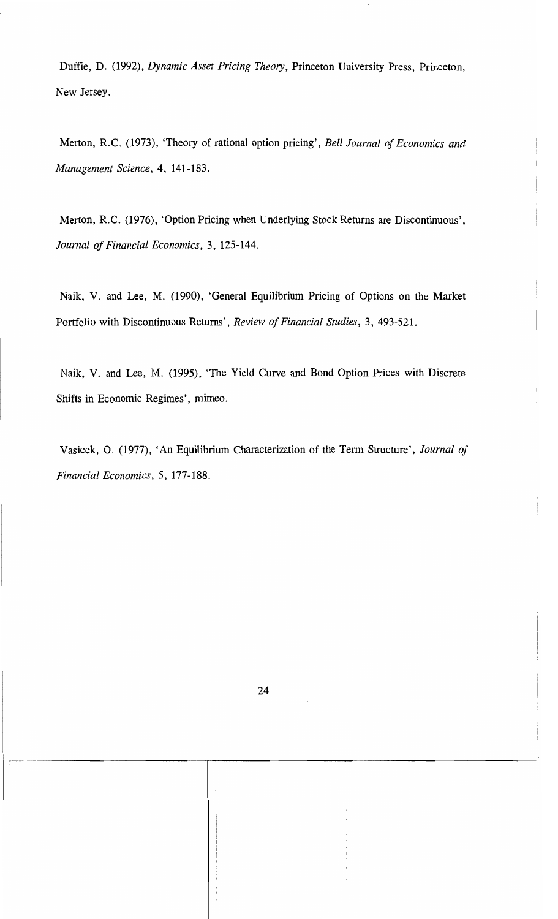Duffie, D. (1992), *Dynamic Asset Pricing Theory*, Princeton University Press, Princeton, New Jersey.

Merton, R.C. (1973), 'Theory of rational option pricing', *Bell Journal of Economics and Management Science*, 4, 141-183.

Merton, R.C. (1976), 'Option Pricing when Underlying Stock Returns are Discontinuous', *Journal of Financial Economics*, 3, 125-144.

Naik, V. and Lee, M. (1990), 'General Equilibrium Pricing of Options on the Market Portfolio with Discontinuous Returns', *Review of Financial Studies*, 3, 493-521.

Naik, V. and Lee, M. (1995), 'The Yield Curve and Bond Option Prices with Discrete Shifts in Economic Regimes', mimeo.

Vasicek, O. (1977), 'An Equilibrium Characterization of the Term Structure', *Journal of Financial Economics*, 5, 177-188.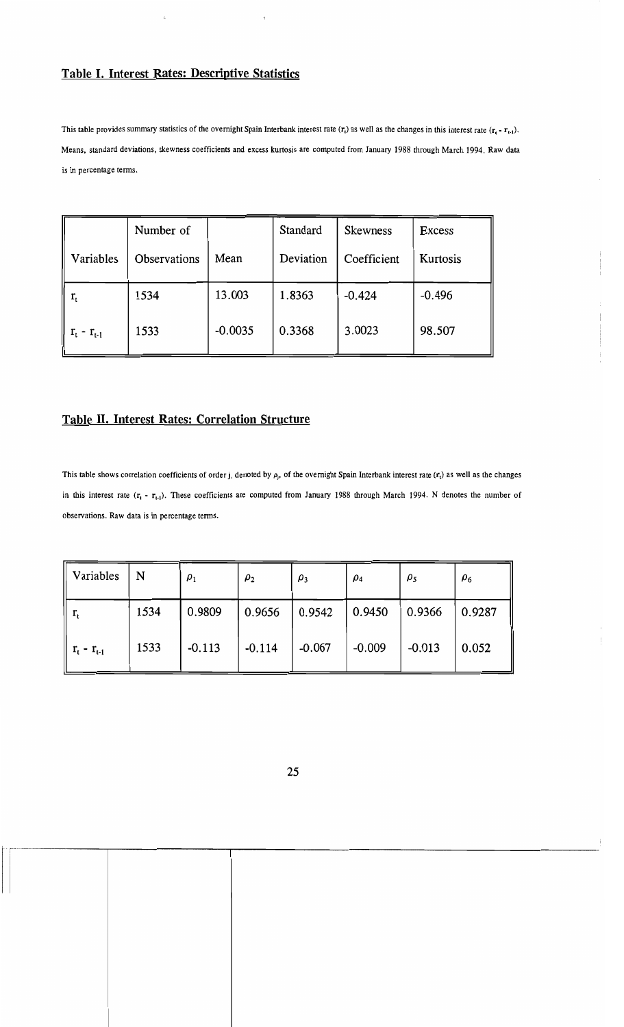## Table I. Interest Rates: Descriptive Statistics

This table provides summary statistics of the overnight Spain Interbank interest rate ($r_t$) as well as the changes in this interest rate ($r_t - r_{t-1}$). Means, standard deviations, skewness coefficients and excess kurtosis are computed from January 1988 through March 1994. Raw data is in percentage terms.

| Variables | Number of Observations | Mean | Standard Deviation | Skewness Coefficient | Excess Kurtosis |
|---|---|---|---|---|---|
| $r_t$ | 1534 | 13.003 | 1.8363 | -0.424 | -0.496 |
| $r_t - r_{t-1}$ | 1533 | -0.0035 | 0.3368 | 3.0023 | 98.507 |

## Table II. Interest Rates: Correlation Structure

This table shows correlation coefficients of order j, denoted by $\rho_j$, of the overnight Spain Interbank interest rate ($r_t$) as well as the changes in this interest rate ($r_t - r_{t-1}$). These coefficients are computed from January 1988 through March 1994. N denotes the number of observations. Raw data is in percentage terms.

| Variables | N | $\rho_1$ | $\rho_2$ | $\rho_3$ | $\rho_4$ | $\rho_5$ | $\rho_6$ |
|---|---|---|---|---|---|---|---|
| $r_t$ | 1534 | 0.9809 | 0.9656 | 0.9542 | 0.9450 | 0.9366 | 0.9287 |
| $r_t - r_{t-1}$ | 1533 | -0.113 | -0.114 | -0.067 | -0.009 | -0.013 | 0.052 |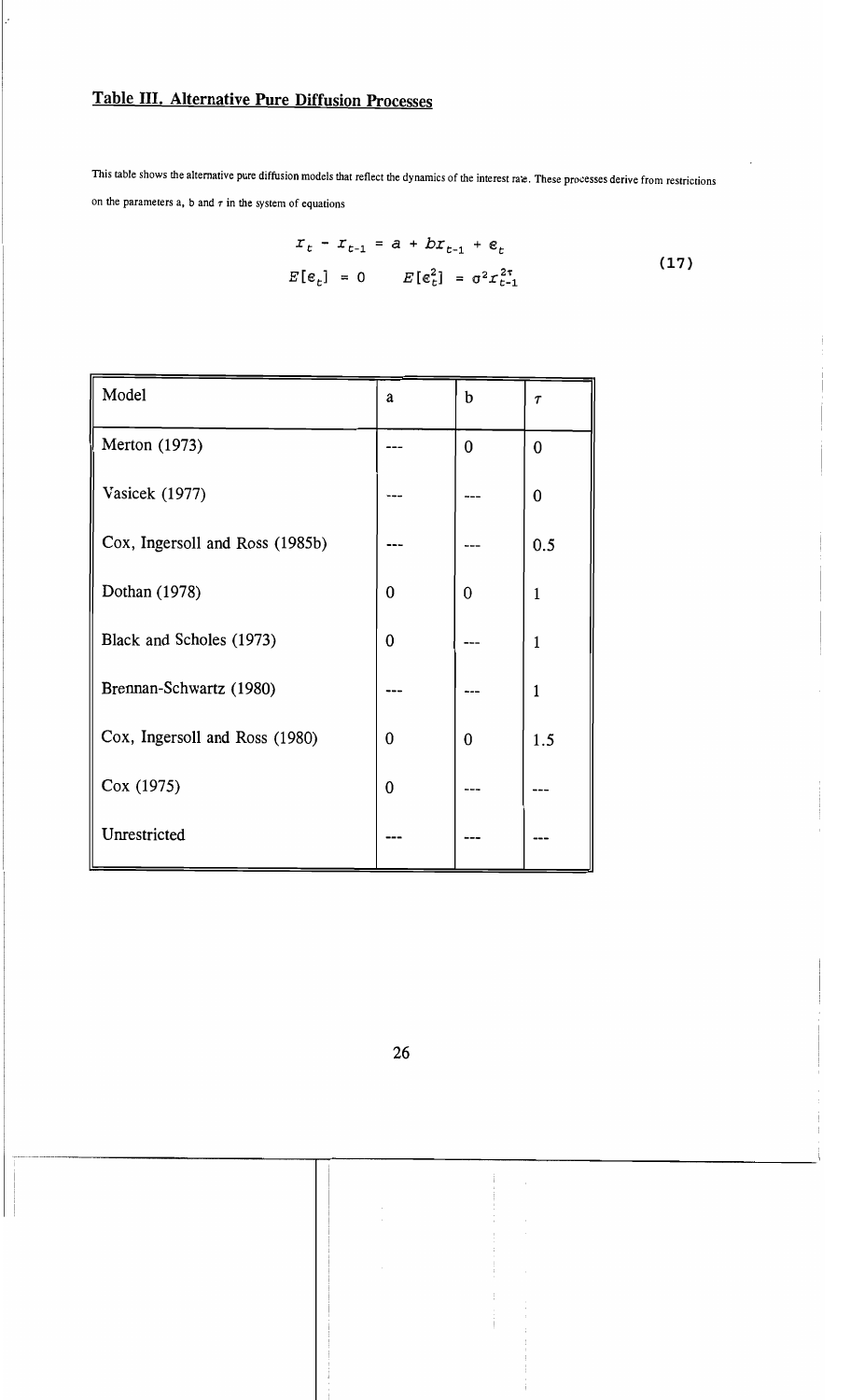## Table III. Alternative Pure Diffusion Processes

This table shows the alternative pure diffusion models that reflect the dynamics of the interest rate. These processes derive from restrictions on the parameters a, b and $\tau$ in the system of equations

$$
\begin{aligned}
r_t - r_{t-1} &= a + b r_{t-1} + e_t \\
E[e_t] = 0 \qquad E[e_t^2] &= \sigma^2 r_{t-1}^{2\tau}
\end{aligned}
\tag{17}
$$

| Model | a | b | $\tau$ |
|---|---|---|---|
| Merton (1973) | --- | 0 | 0 |
| Vasicek (1977) | --- | --- | 0 |
| Cox, Ingersoll and Ross (1985b) | --- | --- | 0.5 |
| Dothan (1978) | 0 | 0 | 1 |
| Black and Scholes (1973) | 0 | --- | 1 |
| Brennan-Schwartz (1980) | --- | --- | 1 |
| Cox, Ingersoll and Ross (1980) | 0 | 0 | 1.5 |
| Cox (1975) | 0 | --- | --- |
| Unrestricted | --- | --- | --- |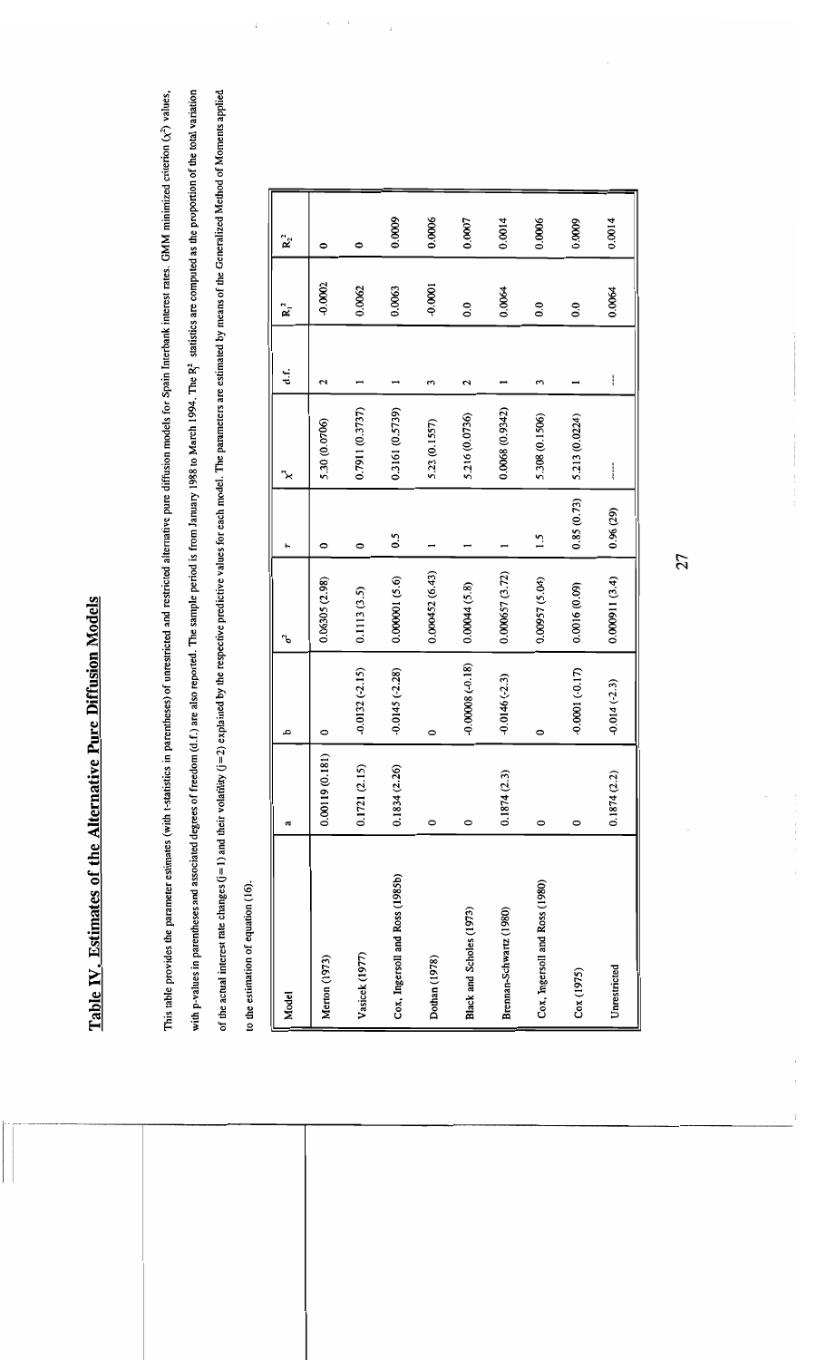## Table IV. Estimates of the Alternative Pure Diffusion Models

This table provides the parameter estimates (with t-statistics in parentheses) of unrestricted and restricted alternative pure diffusion models for Spain Interbank interest rates. GMM minimized criterion ($\chi^2$) values, with p-values in parentheses and associated degrees of freedom (d.f.) are also reported. The sample period is from January 1988 to March 1994. The $R_j^2$ statistics are computed as the proportion of the total variation of the actual interest rate changes (j=1) and their volatility (j=2) explained by the respective predictive values for each model. The parameters are estimated by means of the Generalized Method of Moments applied to the estimation of equation (16).

| Model | a | b | $\sigma^2$ | $\gamma$ | $\chi^2$ | d.f. | $R_1^2$ | $R_2^2$ |
|---|---|---|---|---|---|---|---|---|
| Merton (1973) | 0.00119 (0.181) | 0 | 0.06305 (2.98) | 0 | 5.30 (0.0706) | 2 | -0.0002 | 0 |
| Vasicek (1977) | 0.1721 (2.15) | -0.0132 (-2.15) | 0.1113 (3.5) | 0 | 0.7911 (0.3737) | 1 | 0.0062 | 0 |
| Cox, Ingersoll and Ross (1985b) | 0.1834 (2.26) | -0.0145 (-2.28) | 0.000001 (5.6) | 0.5 | 0.3161 (0.5739) | 1 | 0.0063 | 0.0009 |
| Dothan (1978) | 0 | 0 | 0.000452 (6.43) | 1 | 5.23 (0.1557) | 3 | -0.0001 | 0.0006 |
| Black and Scholes (1973) | 0 | -0.00008 (-0.18) | 0.00044 (5.8) | 1 | 5.216 (0.0736) | 2 | 0.0 | 0.0007 |
| Brennan-Schwartz (1980) | 0.1874 (2.3) | -0.0146 (-2.3) | 0.000657 (3.72) | 1 | 0.0068 (0.9342) | 1 | 0.0064 | 0.0014 |
| Cox, Ingersoll and Ross (1980) | 0 | 0 | 0.00957 (5.04) | 1.5 | 5.308 (0.1506) | 3 | 0.0 | 0.0006 |
| Cox (1975) | 0 | -0.0001 (-0.17) | 0.0016 (0.09) | 0.85 (0.73) | 5.213 (0.0224) | 1 | 0.0 | 0.0009 |
| Unrestricted | 0.1874 (2.2) | -0.014 (-2.3) | 0.000911 (3.4) | 0.96 (29) | ---- | ---- | 0.0064 | 0.0014 |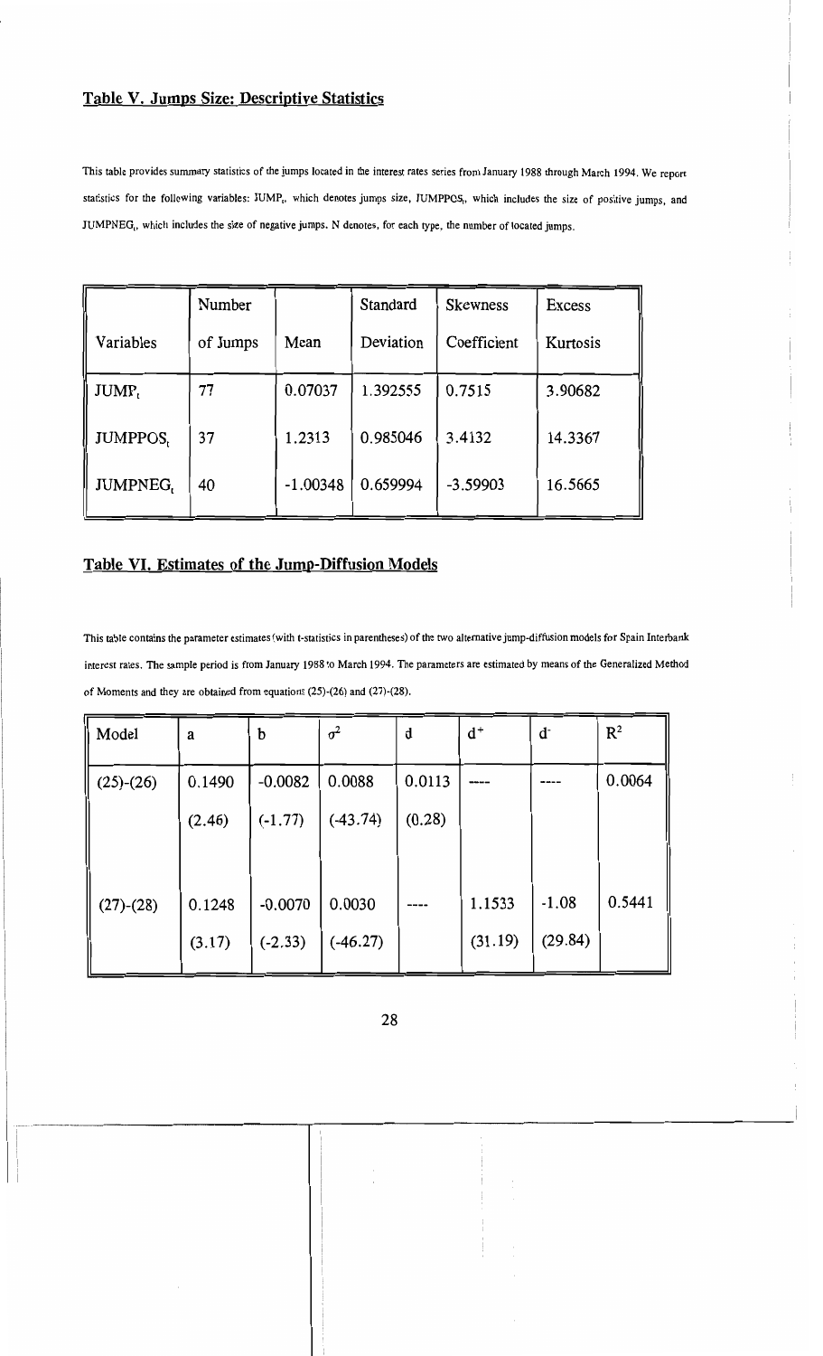## Table V. Jumps Size: Descriptive Statistics

This table provides summary statistics of the jumps located in the interest rates series from January 1988 through March 1994. We report statistics for the following variables: $JUMP_t$, which denotes jumps size, $JUMPPOS_t$, which includes the size of positive jumps, and $JUMPNEG_t$, which includes the size of negative jumps. N denotes, for each type, the number of located jumps.

| Variables | Number of Jumps | Mean | Standard Deviation | Skewness Coefficient | Excess Kurtosis |
|---|---|---|---|---|---|
| $JUMP_t$ | 77 | 0.07037 | 1.392555 | 0.7515 | 3.90682 |
| $JUMPPOS_t$ | 37 | 1.2313 | 0.985046 | 3.4132 | 14.3367 |
| $JUMPNEG_t$ | 40 | -1.00348 | 0.659994 | -3.59903 | 16.5665 |

## Table VI. Estimates of the Jump-Diffusion Models

This table contains the parameter estimates (with t-statistics in parentheses) of the two alternative jump-diffusion models for Spain Interbank interest rates. The sample period is from January 1988 to March 1994. The parameters are estimated by means of the Generalized Method of Moments and they are obtained from equations (25)-(26) and (27)-(28).

| Model | a | b | $\sigma^2$ | d | $d^+$ | $d^-$ | $R^2$ |
|---|---|---|---|---|---|---|---|
| (25)-(26) | 0.1490 | -0.0082 | 0.0088 | 0.0113 | ---- | ---- | 0.0064 |
| | (2.46) | (-1.77) | (-43.74) | (0.28) | | | |
| (27)-(28) | 0.1248 | -0.0070 | 0.0030 | ---- | 1.1533 | -1.08 | 0.5441 |
| | (3.17) | (-2.33) | (-46.27) | | (31.19) | (29.84) | |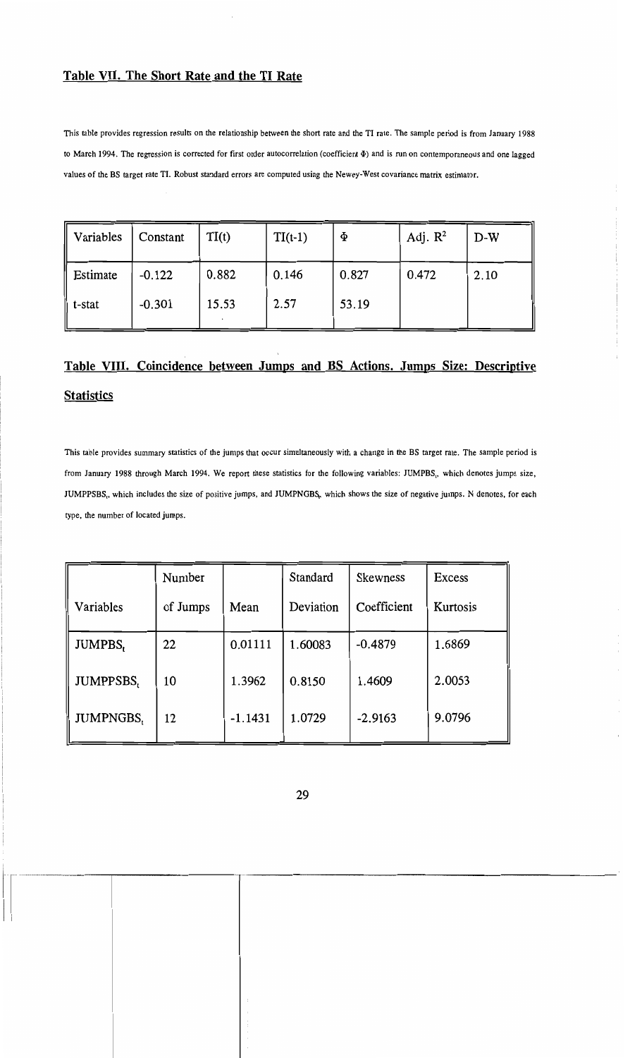## Table VII. The Short Rate and the TI Rate

This table provides regression results on the relationship between the short rate and the TI rate. The sample period is from January 1988 to March 1994. The regression is corrected for first order autocorrelation (coefficient $\Phi$) and is run on contemporaneous and one lagged values of the BS target rate TI. Robust standard errors are computed using the Newey-West covariance matrix estimator.

| Variables | Constant | TI(t) | TI(t-1) | $\Phi$ | Adj. $R^2$ | D-W |
|---|---|---|---|---|---|---|
| Estimate | -0.122 | 0.882 | 0.146 | 0.827 | 0.472 | 2.10 |
| t-stat | -0.301 | 15.53 | 2.57 | 53.19 | | |

## Table VIII. Coincidence between Jumps and BS Actions. Jumps Size: Descriptive Statistics

This table provides summary statistics of the jumps that occur simultaneously with a change in the BS target rate. The sample period is from January 1988 through March 1994. We report these statistics for the following variables: $JUMPBS_t$, which denotes jumps size, $JUMPPSBS_t$, which includes the size of positive jumps, and $JUMPNGBS_t$, which shows the size of negative jumps. N denotes, for each type, the number of located jumps.

| Variables | Number of Jumps | Mean | Standard Deviation | Skewness Coefficient | Excess Kurtosis |
|---|---|---|---|---|---|
| $JUMPBS_t$ | 22 | 0.01111 | 1.60083 | -0.4879 | 1.6869 |
| $JUMPPSBS_t$ | 10 | 1.3962 | 0.8150 | 1.4609 | 2.0053 |
| $JUMPNGBS_t$ | 12 | -1.1431 | 1.0729 | -2.9163 | 9.0796 |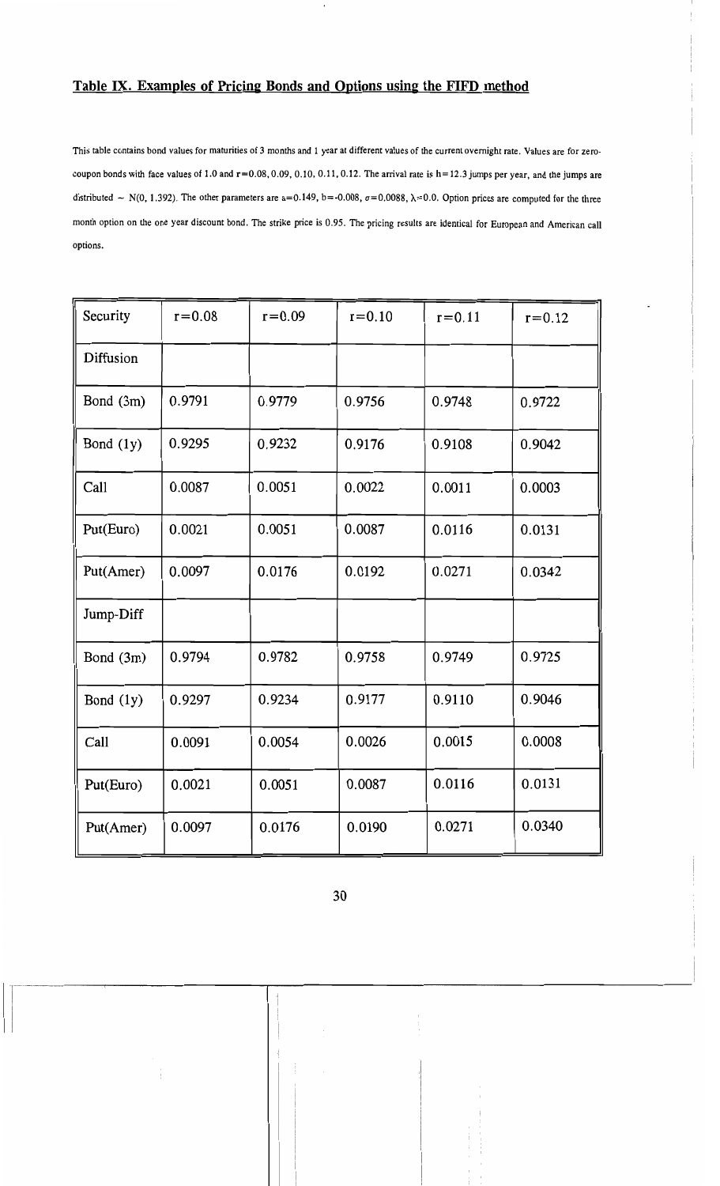## Table IX. Examples of Pricing Bonds and Options using the FIFD method

This table contains bond values for maturities of 3 months and 1 year at different values of the current overnight rate. Values are for zero-coupon bonds with face values of 1.0 and $r=0.08, 0.09, 0.10, 0.11, 0.12$. The arrival rate is $h=12.3$ jumps per year, and the jumps are distributed $\sim N(0, 1.392)$. The other parameters are $a=0.149$, $b=-0.008$, $\sigma=0.0088$, $\lambda=0.0$. Option prices are computed for the three month option on the one year discount bond. The strike price is 0.95. The pricing results are identical for European and American call options.

| Security | r=0.08 | r=0.09 | r=0.10 | r=0.11 | r=0.12 |
|---|---|---|---|---|---|
| Diffusion | | | | | |
| Bond (3m) | 0.9791 | 0.9779 | 0.9756 | 0.9748 | 0.9722 |
| Bond (1y) | 0.9295 | 0.9232 | 0.9176 | 0.9108 | 0.9042 |
| Call | 0.0087 | 0.0051 | 0.0022 | 0.0011 | 0.0003 |
| Put(Euro) | 0.0021 | 0.0051 | 0.0087 | 0.0116 | 0.0131 |
| Put(Amer) | 0.0097 | 0.0176 | 0.0192 | 0.0271 | 0.0342 |
| Jump-Diff | | | | | |
| Bond (3m) | 0.9794 | 0.9782 | 0.9758 | 0.9749 | 0.9725 |
| Bond (1y) | 0.9297 | 0.9234 | 0.9177 | 0.9110 | 0.9046 |
| Call | 0.0091 | 0.0054 | 0.0026 | 0.0015 | 0.0008 |
| Put(Euro) | 0.0021 | 0.0051 | 0.0087 | 0.0116 | 0.0131 |
| Put(Amer) | 0.0097 | 0.0176 | 0.0190 | 0.0271 | 0.0340 |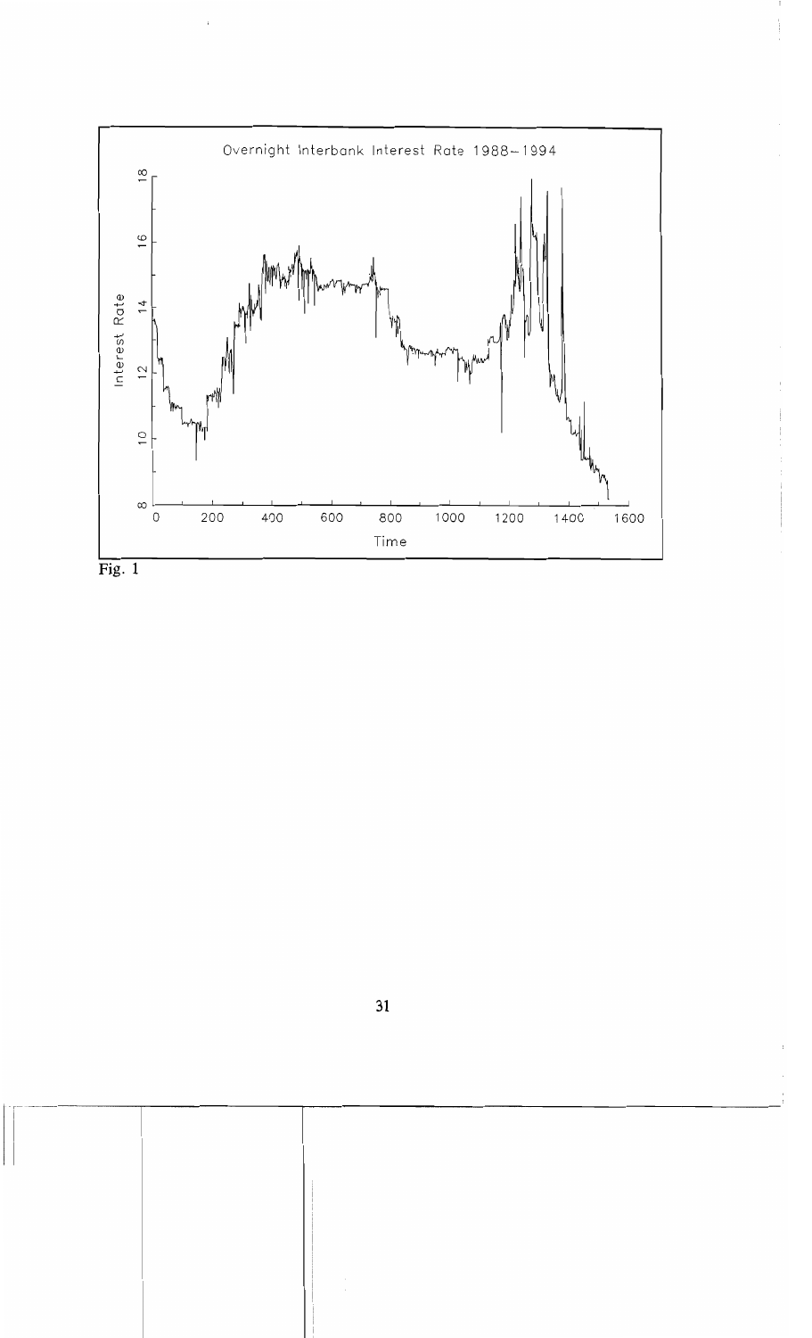Fig. 1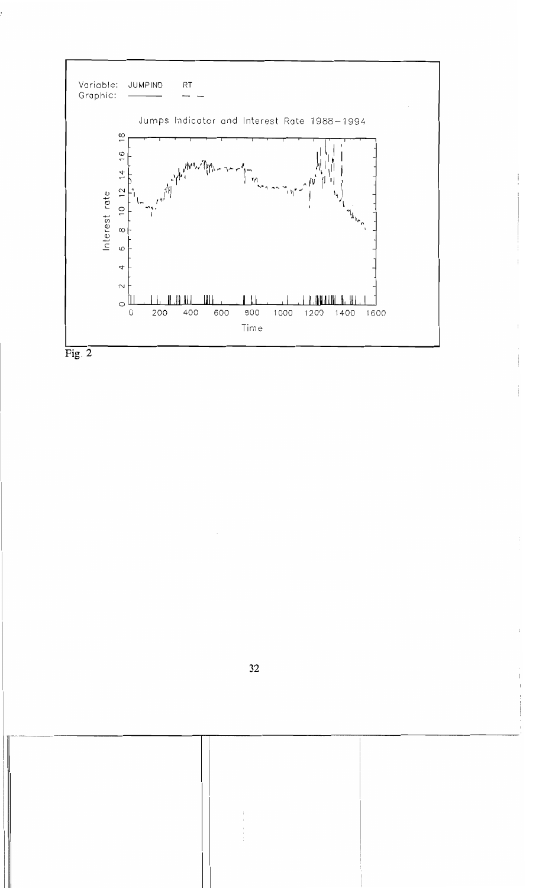Fig. 2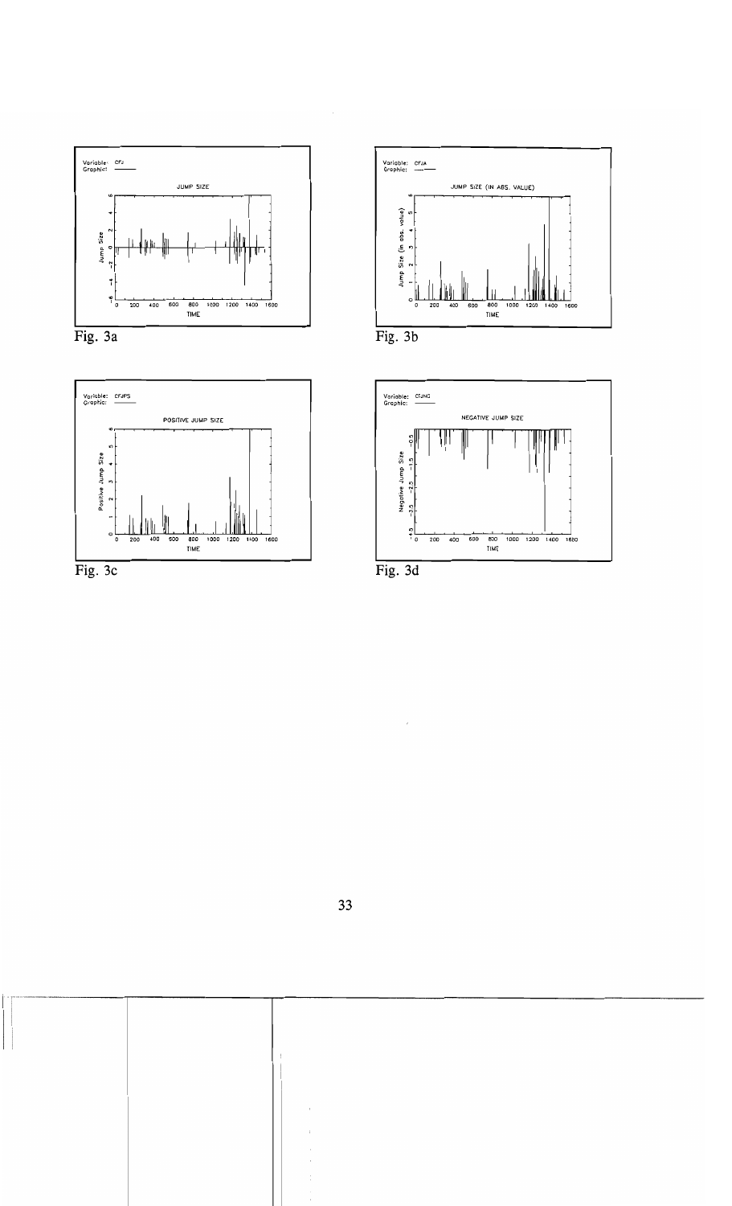Fig. 3a

Fig. 3b

Fig. 3c

Fig. 3d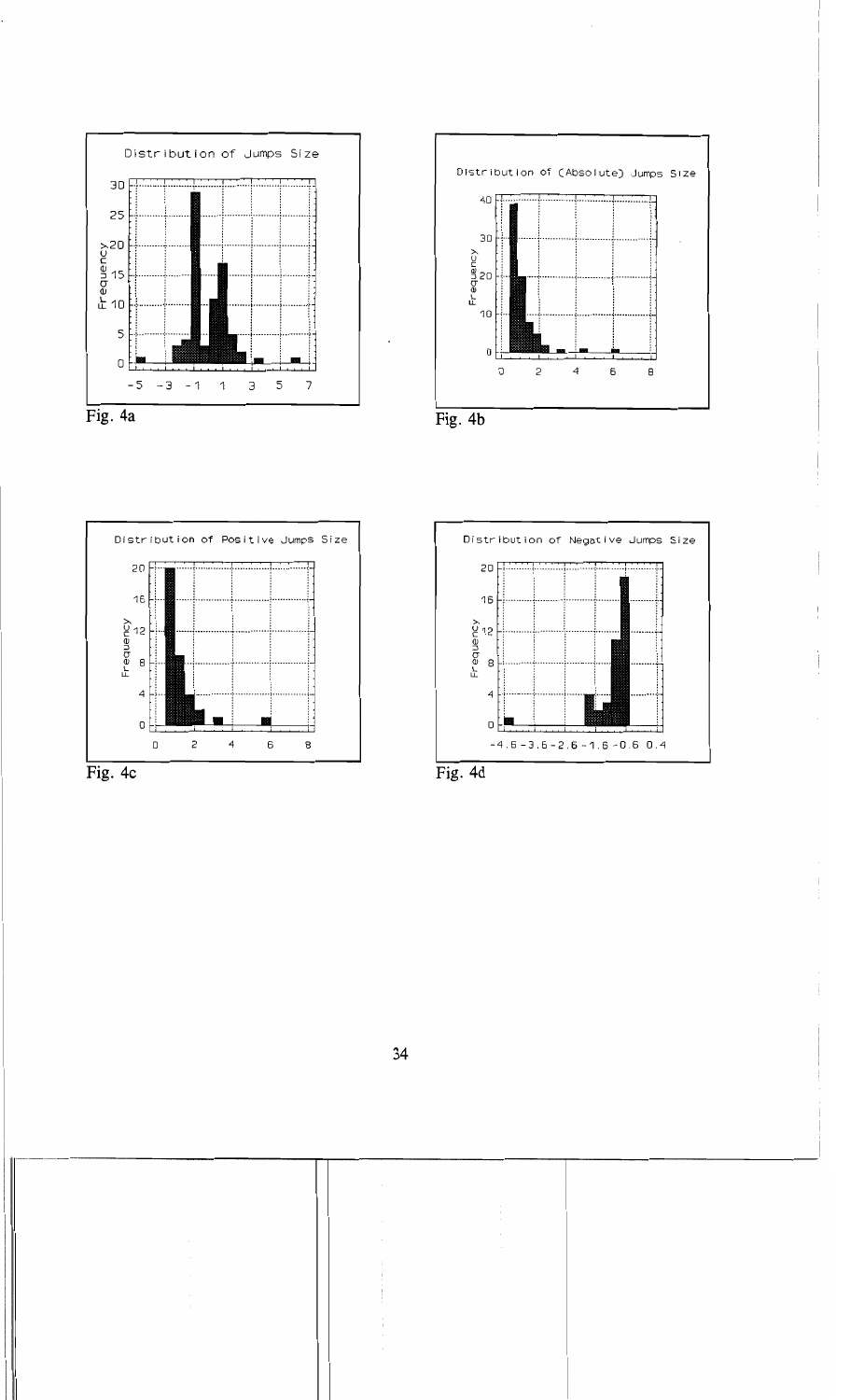Distribution of Jumps Size

Fig. 4a

Distribution of (Absolute) Jumps Size

Fig. 4b

Distribution of Positive Jumps Size

Fig. 4c

Distribution of Negative Jumps Size

Fig. 4d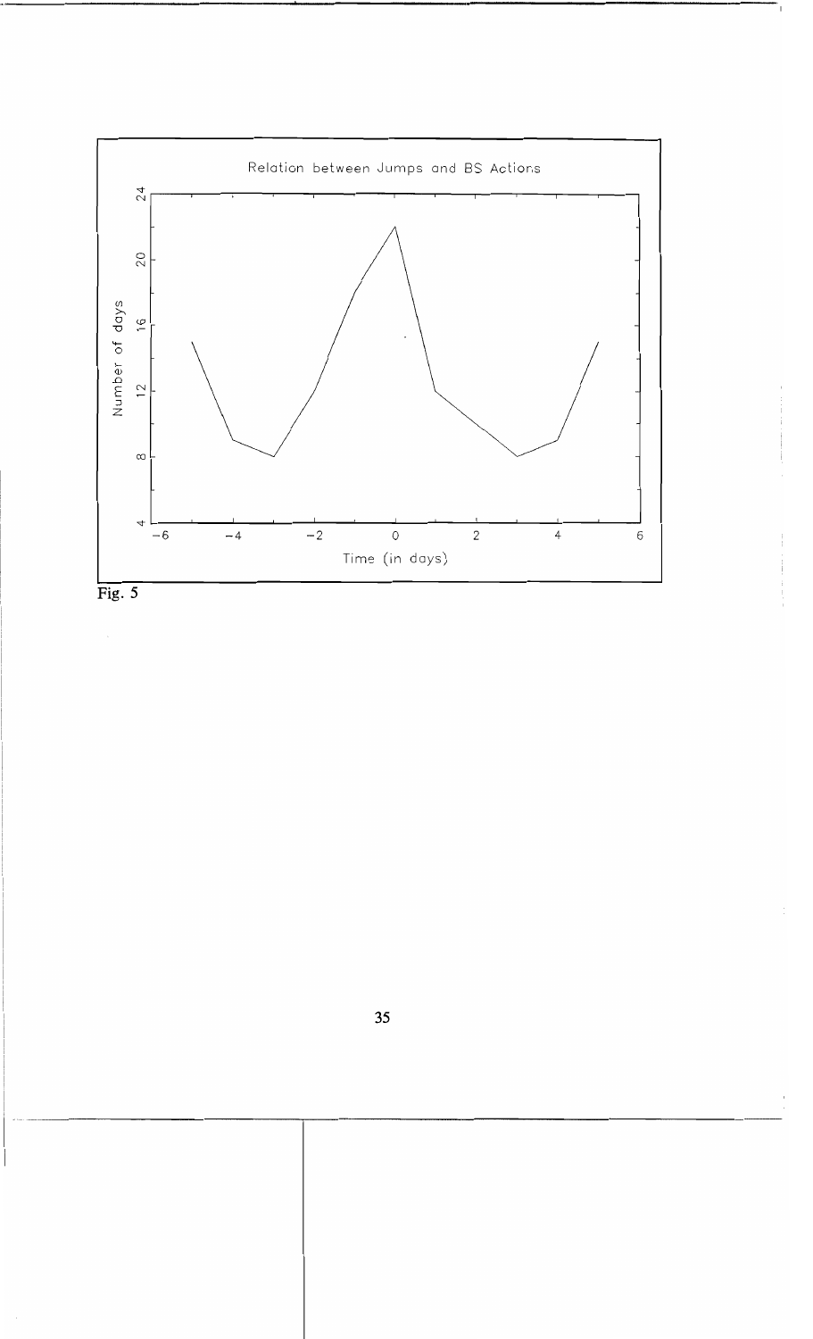Relation between Jumps and BS Actions

Number of days

24
20
16
12
8
4

−6
−4
−2
0
2
4
6

Time (in days)

Fig. 5